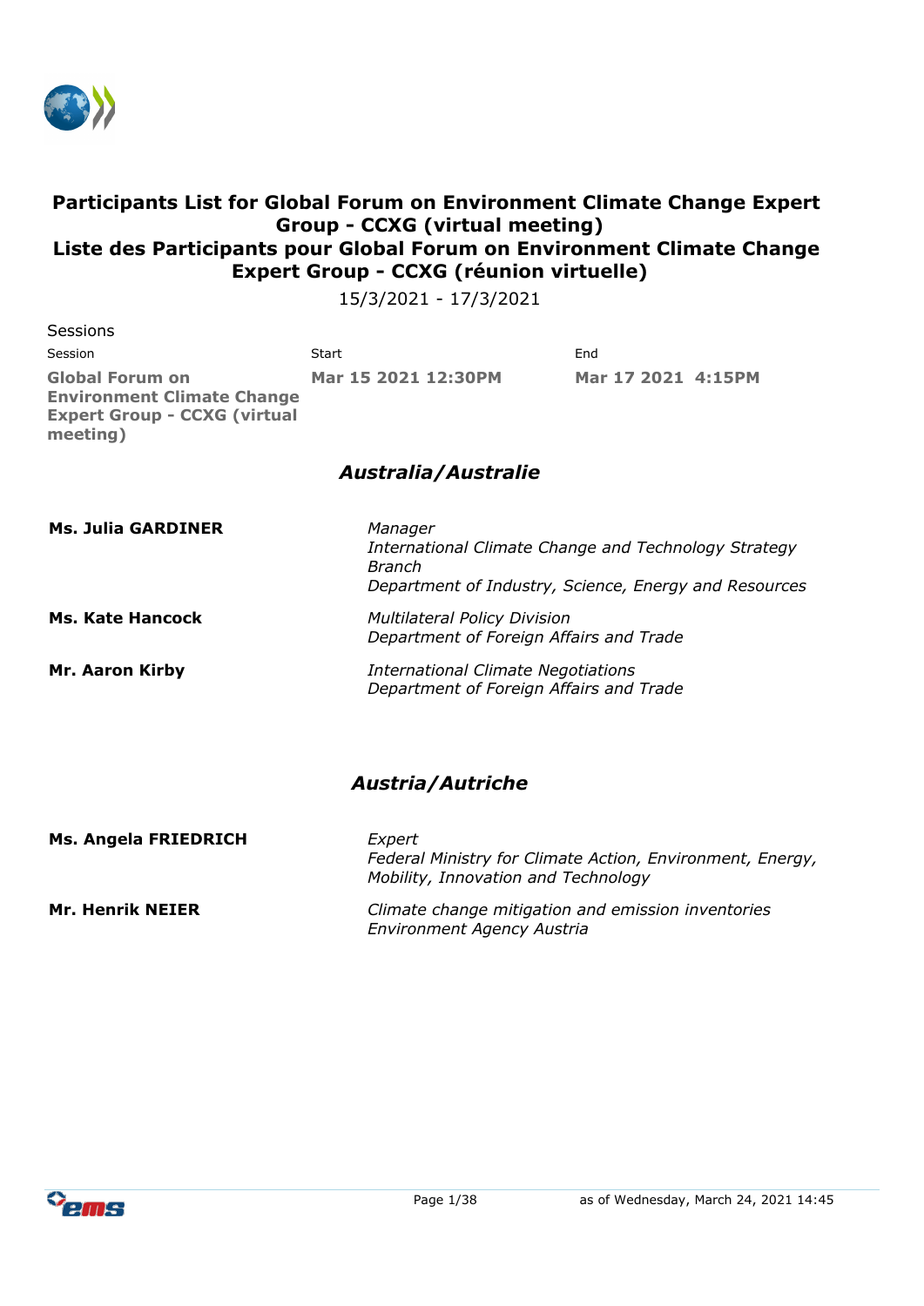# Participants List for Global Forum on Environment Climate Change Expert Group - CCXG (virtual meeting)
# Liste des Participants pour Global Forum on Environment Climate Change Expert Group - CCXG (réunion virtuelle)

15/3/2021 - 17/3/2021

Sessions

| Session | Start | End |
|---|---|---|
| **Global Forum on Environment Climate Change Expert Group - CCXG (virtual meeting)** | **Mar 15 2021 12:30PM** | **Mar 17 2021 4:15PM** |

## *Australia/Australie*

| | |
|---|---|
| **Ms. Julia GARDINER** | *Manager*<br>*International Climate Change and Technology Strategy Branch*<br>*Department of Industry, Science, Energy and Resources* |
| **Ms. Kate Hancock** | *Multilateral Policy Division*<br>*Department of Foreign Affairs and Trade* |
| **Mr. Aaron Kirby** | *International Climate Negotiations*<br>*Department of Foreign Affairs and Trade* |

## *Austria/Autriche*

| | |
|---|---|
| **Ms. Angela FRIEDRICH** | *Expert*<br>*Federal Ministry for Climate Action, Environment, Energy, Mobility, Innovation and Technology* |
| **Mr. Henrik NEIER** | *Climate change mitigation and emission inventories*<br>*Environment Agency Austria* |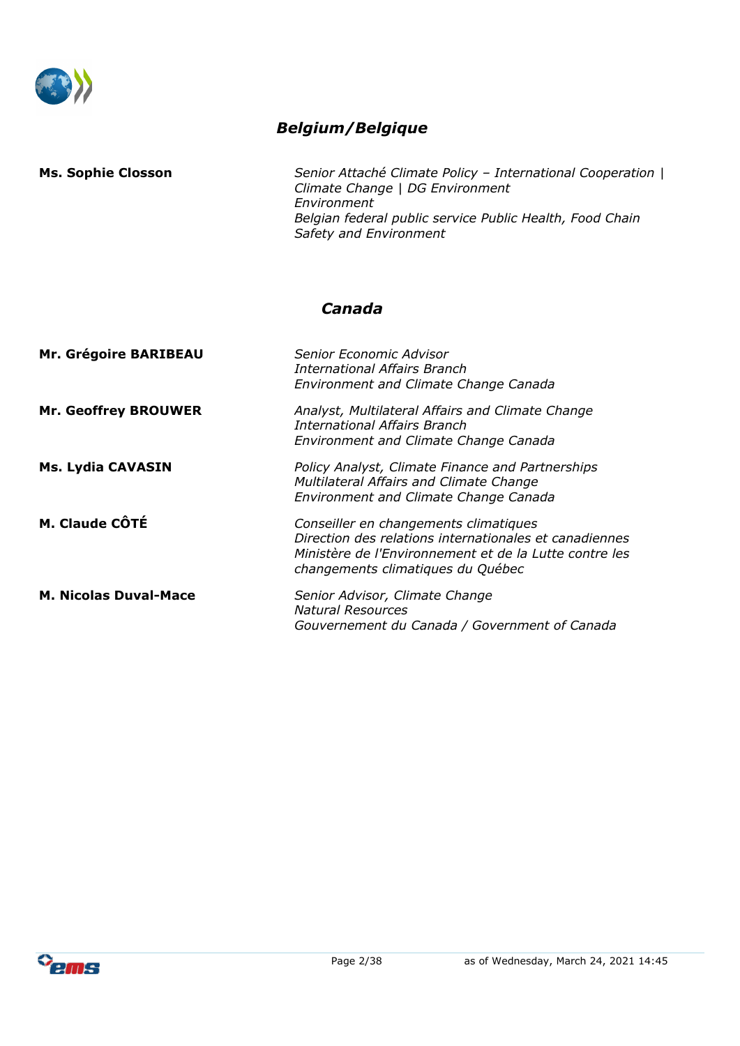## *Belgium/Belgique*

| | |
|---|---|
| **Ms. Sophie Closson** | *Senior Attaché Climate Policy – International Cooperation \| Climate Change \| DG Environment*<br>*Environment*<br>*Belgian federal public service Public Health, Food Chain Safety and Environment* |

## *Canada*

| | |
|---|---|
| **Mr. Grégoire BARIBEAU** | *Senior Economic Advisor*<br>*International Affairs Branch*<br>*Environment and Climate Change Canada* |
| **Mr. Geoffrey BROUWER** | *Analyst, Multilateral Affairs and Climate Change*<br>*International Affairs Branch*<br>*Environment and Climate Change Canada* |
| **Ms. Lydia CAVASIN** | *Policy Analyst, Climate Finance and Partnerships*<br>*Multilateral Affairs and Climate Change*<br>*Environment and Climate Change Canada* |
| **M. Claude CÔTÉ** | *Conseiller en changements climatiques*<br>*Direction des relations internationales et canadiennes*<br>*Ministère de l'Environnement et de la Lutte contre les changements climatiques du Québec* |
| **M. Nicolas Duval-Mace** | *Senior Advisor, Climate Change*<br>*Natural Resources*<br>*Gouvernement du Canada / Government of Canada* |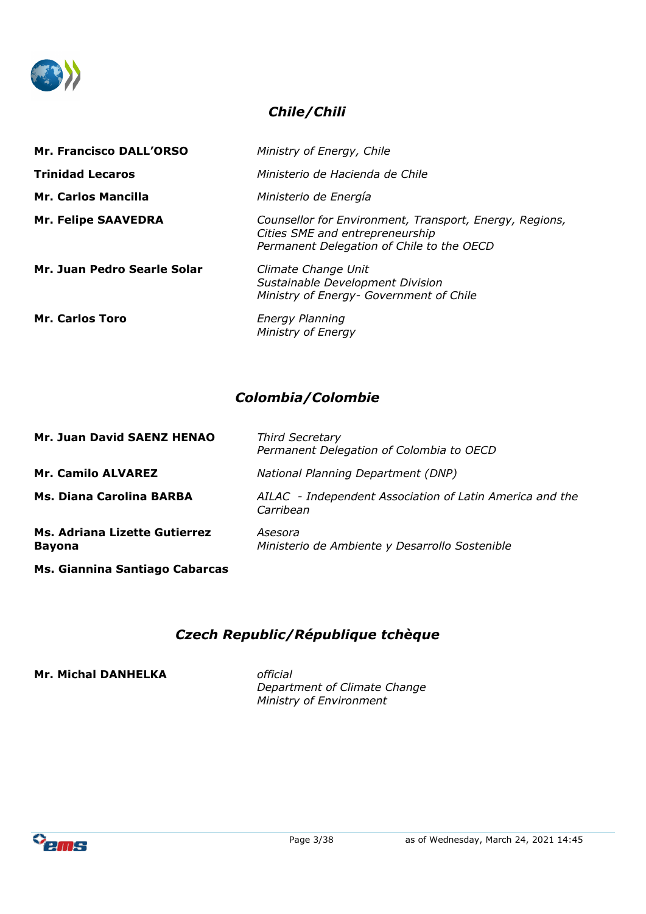## *Chile/Chili*

| | |
|---|---|
| **Mr. Francisco DALL'ORSO** | *Ministry of Energy, Chile* |
| **Trinidad Lecaros** | *Ministerio de Hacienda de Chile* |
| **Mr. Carlos Mancilla** | *Ministerio de Energía* |
| **Mr. Felipe SAAVEDRA** | *Counsellor for Environment, Transport, Energy, Regions, Cities SME and entrepreneurship*<br>*Permanent Delegation of Chile to the OECD* |
| **Mr. Juan Pedro Searle Solar** | *Climate Change Unit*<br>*Sustainable Development Division*<br>*Ministry of Energy- Government of Chile* |
| **Mr. Carlos Toro** | *Energy Planning*<br>*Ministry of Energy* |

## *Colombia/Colombie*

| | |
|---|---|
| **Mr. Juan David SAENZ HENAO** | *Third Secretary*<br>*Permanent Delegation of Colombia to OECD* |
| **Mr. Camilo ALVAREZ** | *National Planning Department (DNP)* |
| **Ms. Diana Carolina BARBA** | *AILAC - Independent Association of Latin America and the Carribean* |
| **Ms. Adriana Lizette Gutierrez Bayona** | *Asesora*<br>*Ministerio de Ambiente y Desarrollo Sostenible* |
| **Ms. Giannina Santiago Cabarcas** | |

## *Czech Republic/République tchèque*

| | |
|---|---|
| **Mr. Michal DANHELKA** | *official*<br>*Department of Climate Change*<br>*Ministry of Environment* |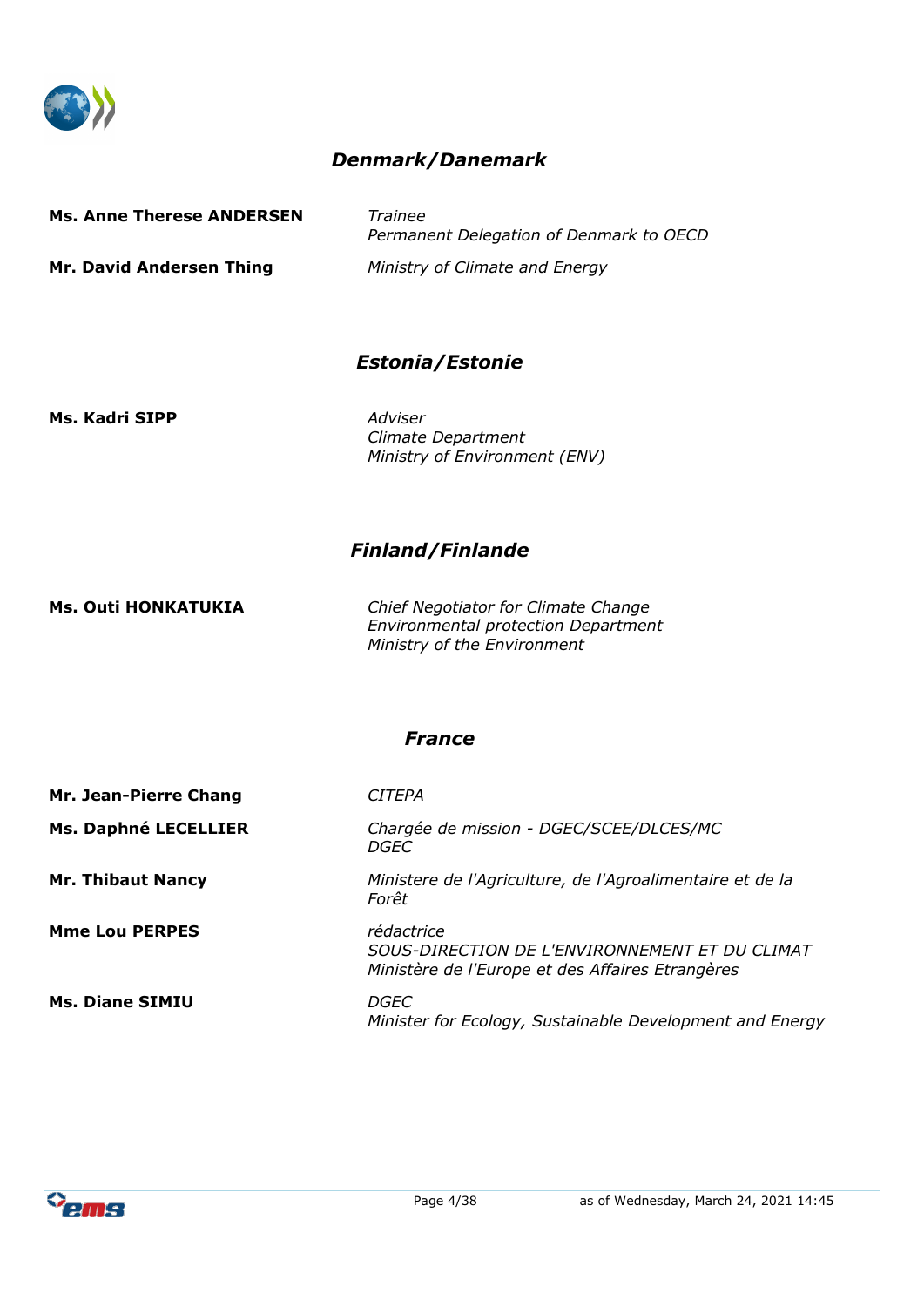## *Denmark/Danemark*

| | |
|---|---|
| **Ms. Anne Therese ANDERSEN** | *Trainee*<br>*Permanent Delegation of Denmark to OECD* |
| **Mr. David Andersen Thing** | *Ministry of Climate and Energy* |

## *Estonia/Estonie*

| | |
|---|---|
| **Ms. Kadri SIPP** | *Adviser*<br>*Climate Department*<br>*Ministry of Environment (ENV)* |

## *Finland/Finlande*

| | |
|---|---|
| **Ms. Outi HONKATUKIA** | *Chief Negotiator for Climate Change*<br>*Environmental protection Department*<br>*Ministry of the Environment* |

## *France*

| | |
|---|---|
| **Mr. Jean-Pierre Chang** | *CITEPA* |
| **Ms. Daphné LECELLIER** | *Chargée de mission - DGEC/SCEE/DLCES/MC*<br>*DGEC* |
| **Mr. Thibaut Nancy** | *Ministere de l'Agriculture, de l'Agroalimentaire et de la Forêt* |
| **Mme Lou PERPES** | *rédactrice*<br>*SOUS-DIRECTION DE L'ENVIRONNEMENT ET DU CLIMAT*<br>*Ministère de l'Europe et des Affaires Etrangères* |
| **Ms. Diane SIMIU** | *DGEC*<br>*Minister for Ecology, Sustainable Development and Energy* |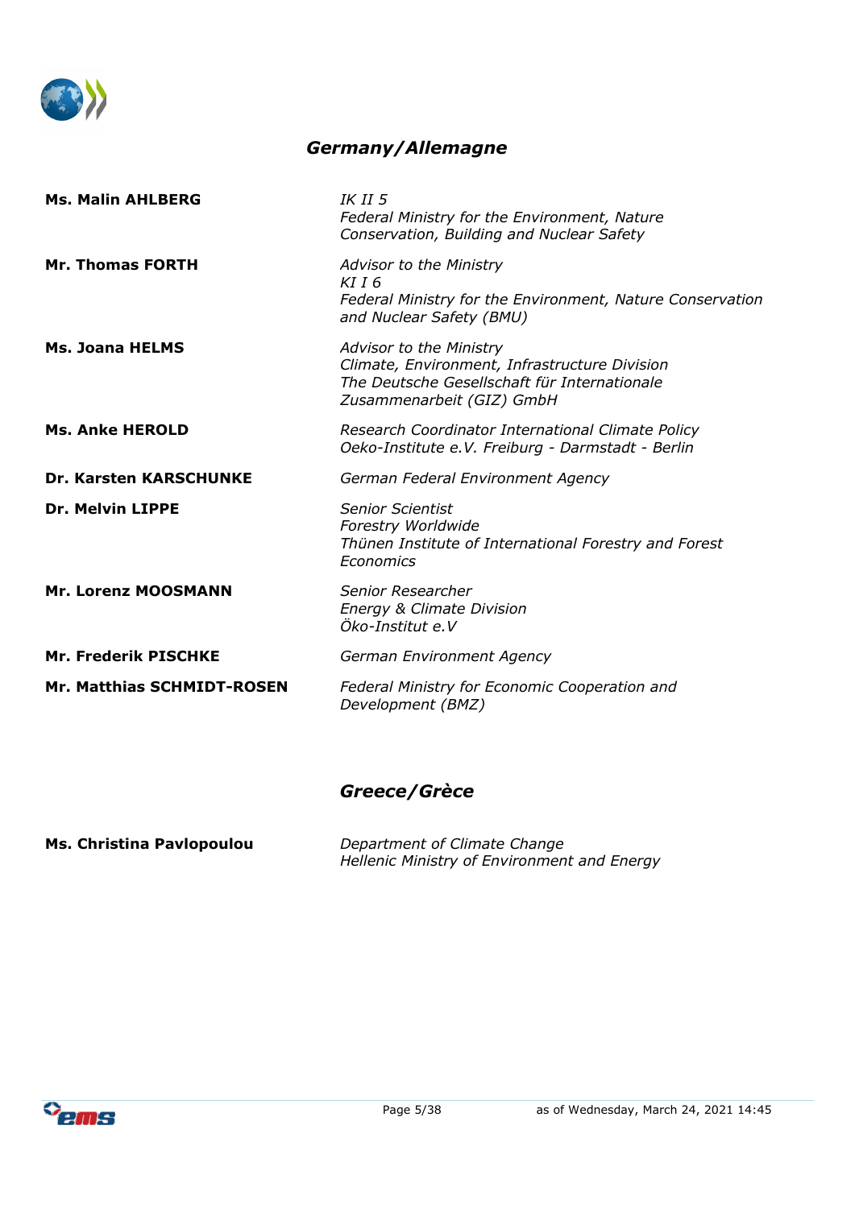## *Germany/Allemagne*

| | |
|---|---|
| **Ms. Malin AHLBERG** | *IK II 5*<br>*Federal Ministry for the Environment, Nature Conservation, Building and Nuclear Safety* |
| **Mr. Thomas FORTH** | *Advisor to the Ministry*<br>*KI I 6*<br>*Federal Ministry for the Environment, Nature Conservation and Nuclear Safety (BMU)* |
| **Ms. Joana HELMS** | *Advisor to the Ministry*<br>*Climate, Environment, Infrastructure Division*<br>*The Deutsche Gesellschaft für Internationale Zusammenarbeit (GIZ) GmbH* |
| **Ms. Anke HEROLD** | *Research Coordinator International Climate Policy*<br>*Oeko-Institute e.V. Freiburg - Darmstadt - Berlin* |
| **Dr. Karsten KARSCHUNKE** | *German Federal Environment Agency* |
| **Dr. Melvin LIPPE** | *Senior Scientist*<br>*Forestry Worldwide*<br>*Thünen Institute of International Forestry and Forest Economics* |
| **Mr. Lorenz MOOSMANN** | *Senior Researcher*<br>*Energy & Climate Division*<br>*Öko-Institut e.V* |
| **Mr. Frederik PISCHKE** | *German Environment Agency* |
| **Mr. Matthias SCHMIDT-ROSEN** | *Federal Ministry for Economic Cooperation and Development (BMZ)* |

## *Greece/Grèce*

| | |
|---|---|
| **Ms. Christina Pavlopoulou** | *Department of Climate Change*<br>*Hellenic Ministry of Environment and Energy* |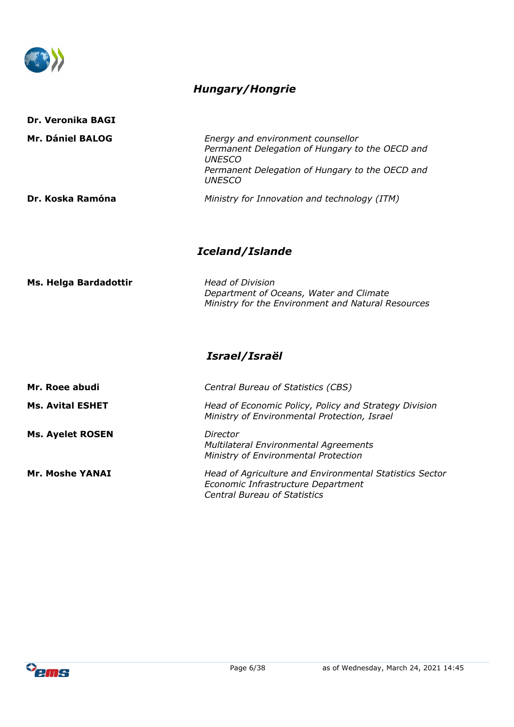## *Hungary/Hongrie*

**Dr. Veronika BAGI**

**Mr. Dániel BALOG**
*Energy and environment counsellor*
*Permanent Delegation of Hungary to the OECD and UNESCO*
*Permanent Delegation of Hungary to the OECD and UNESCO*

**Dr. Koska Ramóna**
*Ministry for Innovation and technology (ITM)*

## *Iceland/Islande*

**Ms. Helga Bardadottir**
*Head of Division*
*Department of Oceans, Water and Climate*
*Ministry for the Environment and Natural Resources*

## *Israel/Israël*

**Mr. Roee abudi**
*Central Bureau of Statistics (CBS)*

**Ms. Avital ESHET**
*Head of Economic Policy, Policy and Strategy Division*
*Ministry of Environmental Protection, Israel*

**Ms. Ayelet ROSEN**
*Director*
*Multilateral Environmental Agreements*
*Ministry of Environmental Protection*

**Mr. Moshe YANAI**
*Head of Agriculture and Environmental Statistics Sector*
*Economic Infrastructure Department*
*Central Bureau of Statistics*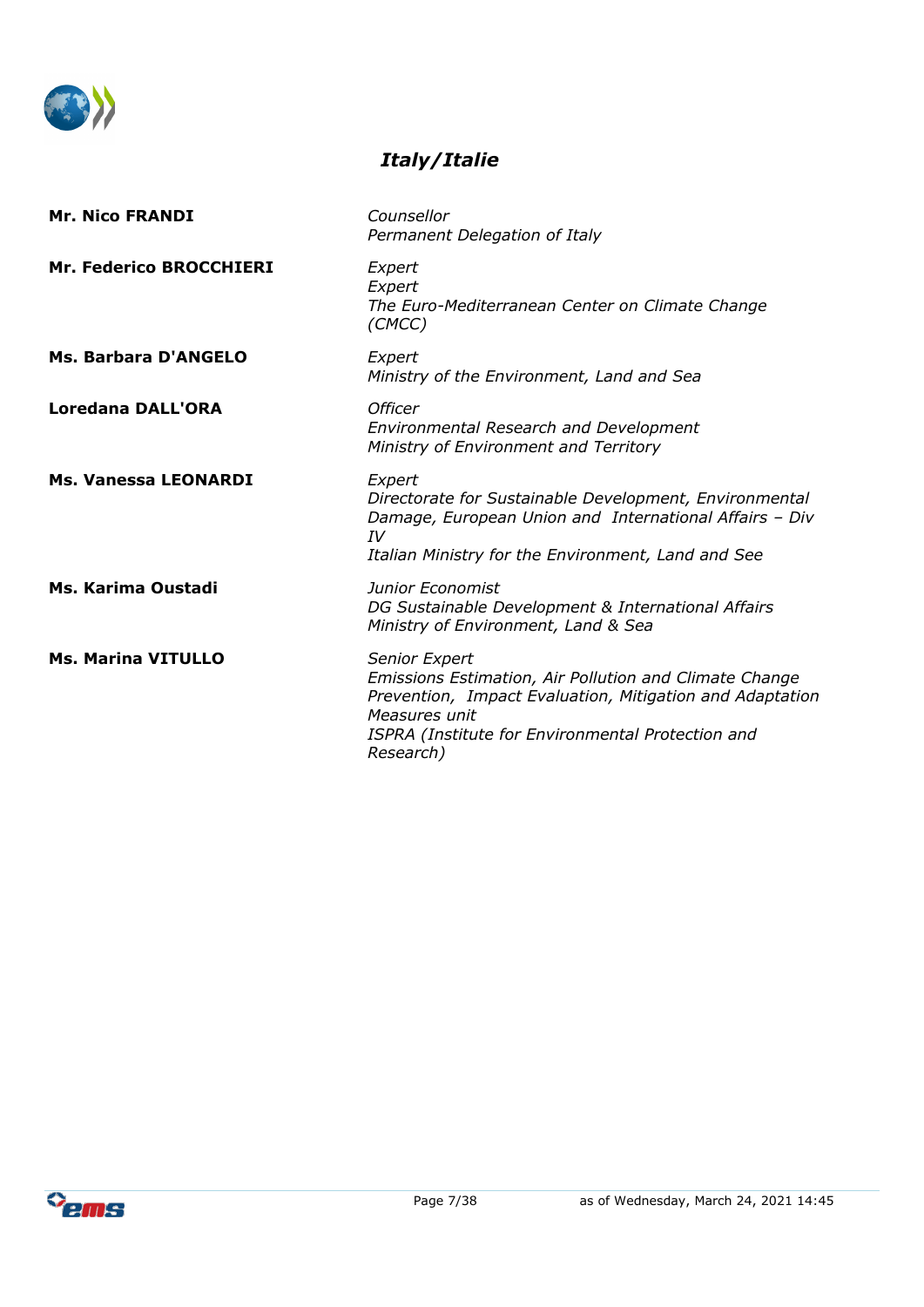## *Italy/Italie*

| | |
|---|---|
| **Mr. Nico FRANDI** | *Counsellor*<br>*Permanent Delegation of Italy* |
| **Mr. Federico BROCCHIERI** | *Expert*<br>*Expert*<br>*The Euro-Mediterranean Center on Climate Change (CMCC)* |
| **Ms. Barbara D'ANGELO** | *Expert*<br>*Ministry of the Environment, Land and Sea* |
| **Loredana DALL'ORA** | *Officer*<br>*Environmental Research and Development*<br>*Ministry of Environment and Territory* |
| **Ms. Vanessa LEONARDI** | *Expert*<br>*Directorate for Sustainable Development, Environmental Damage, European Union and International Affairs – Div IV*<br>*Italian Ministry for the Environment, Land and See* |
| **Ms. Karima Oustadi** | *Junior Economist*<br>*DG Sustainable Development & International Affairs*<br>*Ministry of Environment, Land & Sea* |
| **Ms. Marina VITULLO** | *Senior Expert*<br>*Emissions Estimation, Air Pollution and Climate Change Prevention, Impact Evaluation, Mitigation and Adaptation Measures unit*<br>*ISPRA (Institute for Environmental Protection and Research)* |

as of Wednesday, March 24, 2021 14:45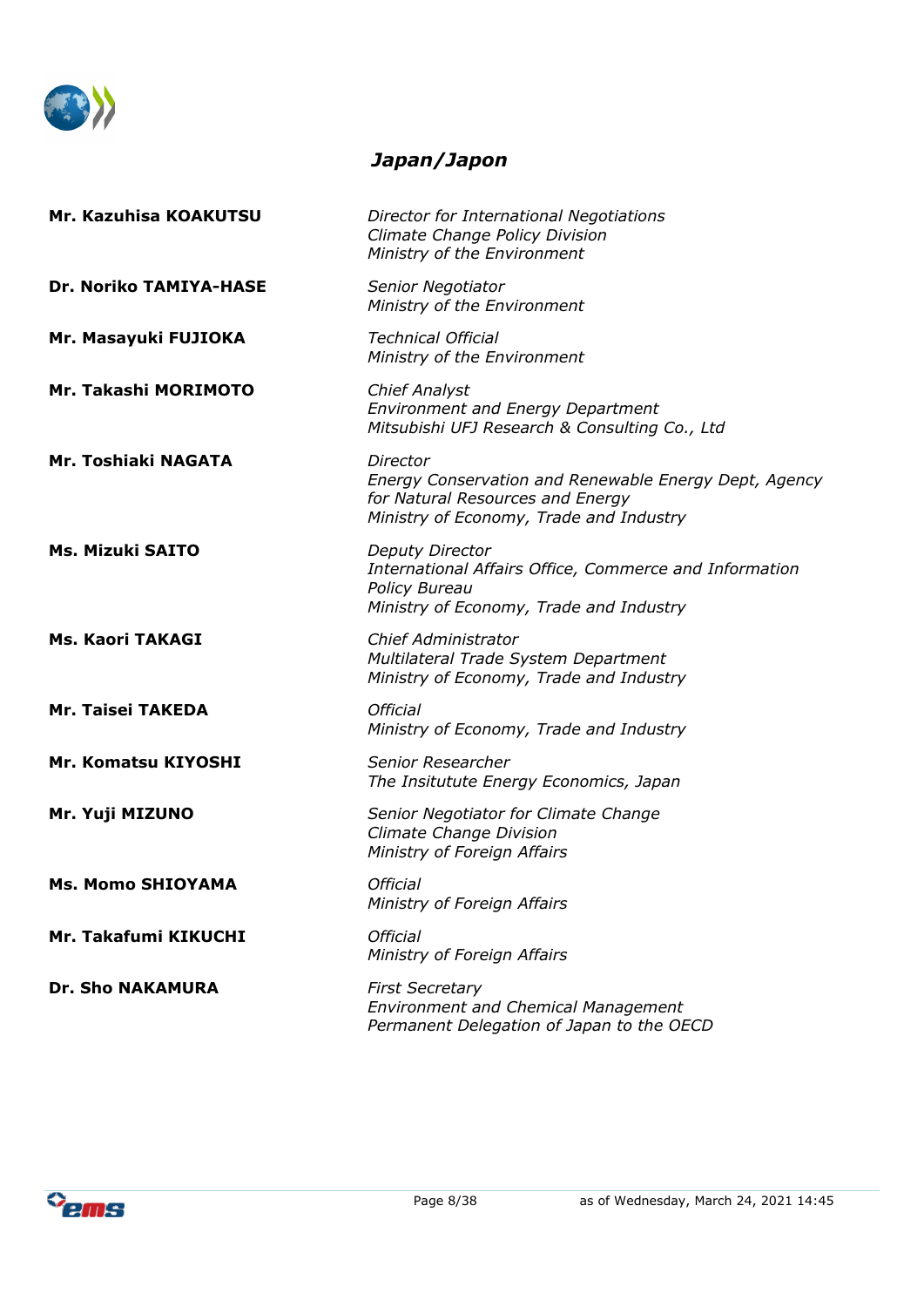## *Japan/Japon*

| | |
|---|---|
| **Mr. Kazuhisa KOAKUTSU** | *Director for International Negotiations*<br>*Climate Change Policy Division*<br>*Ministry of the Environment* |
| **Dr. Noriko TAMIYA-HASE** | *Senior Negotiator*<br>*Ministry of the Environment* |
| **Mr. Masayuki FUJIOKA** | *Technical Official*<br>*Ministry of the Environment* |
| **Mr. Takashi MORIMOTO** | *Chief Analyst*<br>*Environment and Energy Department*<br>*Mitsubishi UFJ Research & Consulting Co., Ltd* |
| **Mr. Toshiaki NAGATA** | *Director*<br>*Energy Conservation and Renewable Energy Dept, Agency for Natural Resources and Energy*<br>*Ministry of Economy, Trade and Industry* |
| **Ms. Mizuki SAITO** | *Deputy Director*<br>*International Affairs Office, Commerce and Information Policy Bureau*<br>*Ministry of Economy, Trade and Industry* |
| **Ms. Kaori TAKAGI** | *Chief Administrator*<br>*Multilateral Trade System Department*<br>*Ministry of Economy, Trade and Industry* |
| **Mr. Taisei TAKEDA** | *Official*<br>*Ministry of Economy, Trade and Industry* |
| **Mr. Komatsu KIYOSHI** | *Senior Researcher*<br>*The Insitutute Energy Economics, Japan* |
| **Mr. Yuji MIZUNO** | *Senior Negotiator for Climate Change*<br>*Climate Change Division*<br>*Ministry of Foreign Affairs* |
| **Ms. Momo SHIOYAMA** | *Official*<br>*Ministry of Foreign Affairs* |
| **Mr. Takafumi KIKUCHI** | *Official*<br>*Ministry of Foreign Affairs* |
| **Dr. Sho NAKAMURA** | *First Secretary*<br>*Environment and Chemical Management*<br>*Permanent Delegation of Japan to the OECD* |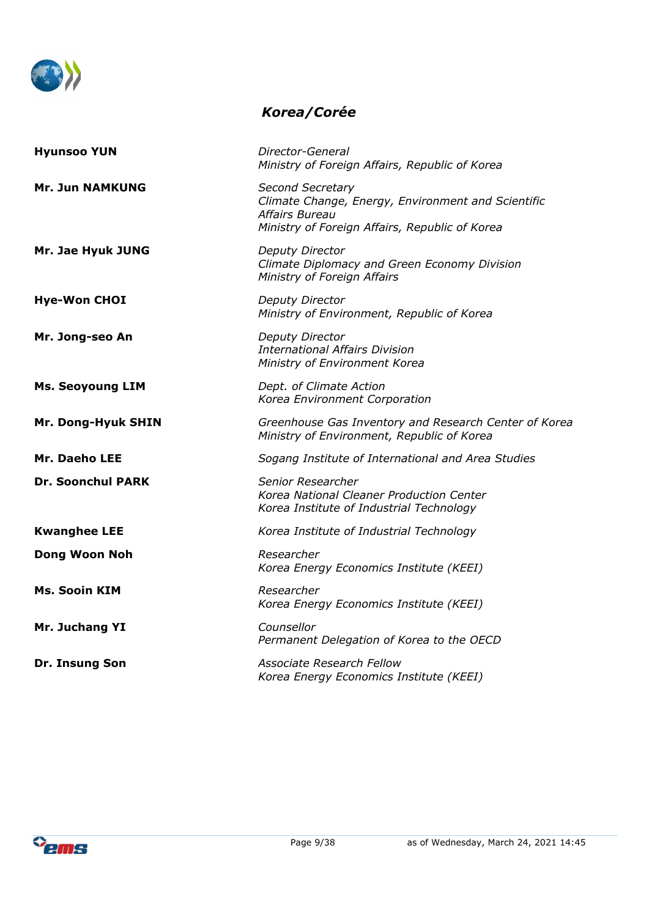## *Korea/Corée*

| | |
|---|---|
| **Hyunsoo YUN** | *Director-General*<br>*Ministry of Foreign Affairs, Republic of Korea* |
| **Mr. Jun NAMKUNG** | *Second Secretary*<br>*Climate Change, Energy, Environment and Scientific Affairs Bureau*<br>*Ministry of Foreign Affairs, Republic of Korea* |
| **Mr. Jae Hyuk JUNG** | *Deputy Director*<br>*Climate Diplomacy and Green Economy Division*<br>*Ministry of Foreign Affairs* |
| **Hye-Won CHOI** | *Deputy Director*<br>*Ministry of Environment, Republic of Korea* |
| **Mr. Jong-seo An** | *Deputy Director*<br>*International Affairs Division*<br>*Ministry of Environment Korea* |
| **Ms. Seoyoung LIM** | *Dept. of Climate Action*<br>*Korea Environment Corporation* |
| **Mr. Dong-Hyuk SHIN** | *Greenhouse Gas Inventory and Research Center of Korea*<br>*Ministry of Environment, Republic of Korea* |
| **Mr. Daeho LEE** | *Sogang Institute of International and Area Studies* |
| **Dr. Soonchul PARK** | *Senior Researcher*<br>*Korea National Cleaner Production Center*<br>*Korea Institute of Industrial Technology* |
| **Kwanghee LEE** | *Korea Institute of Industrial Technology* |
| **Dong Woon Noh** | *Researcher*<br>*Korea Energy Economics Institute (KEEI)* |
| **Ms. Sooin KIM** | *Researcher*<br>*Korea Energy Economics Institute (KEEI)* |
| **Mr. Juchang YI** | *Counsellor*<br>*Permanent Delegation of Korea to the OECD* |
| **Dr. Insung Son** | *Associate Research Fellow*<br>*Korea Energy Economics Institute (KEEI)* |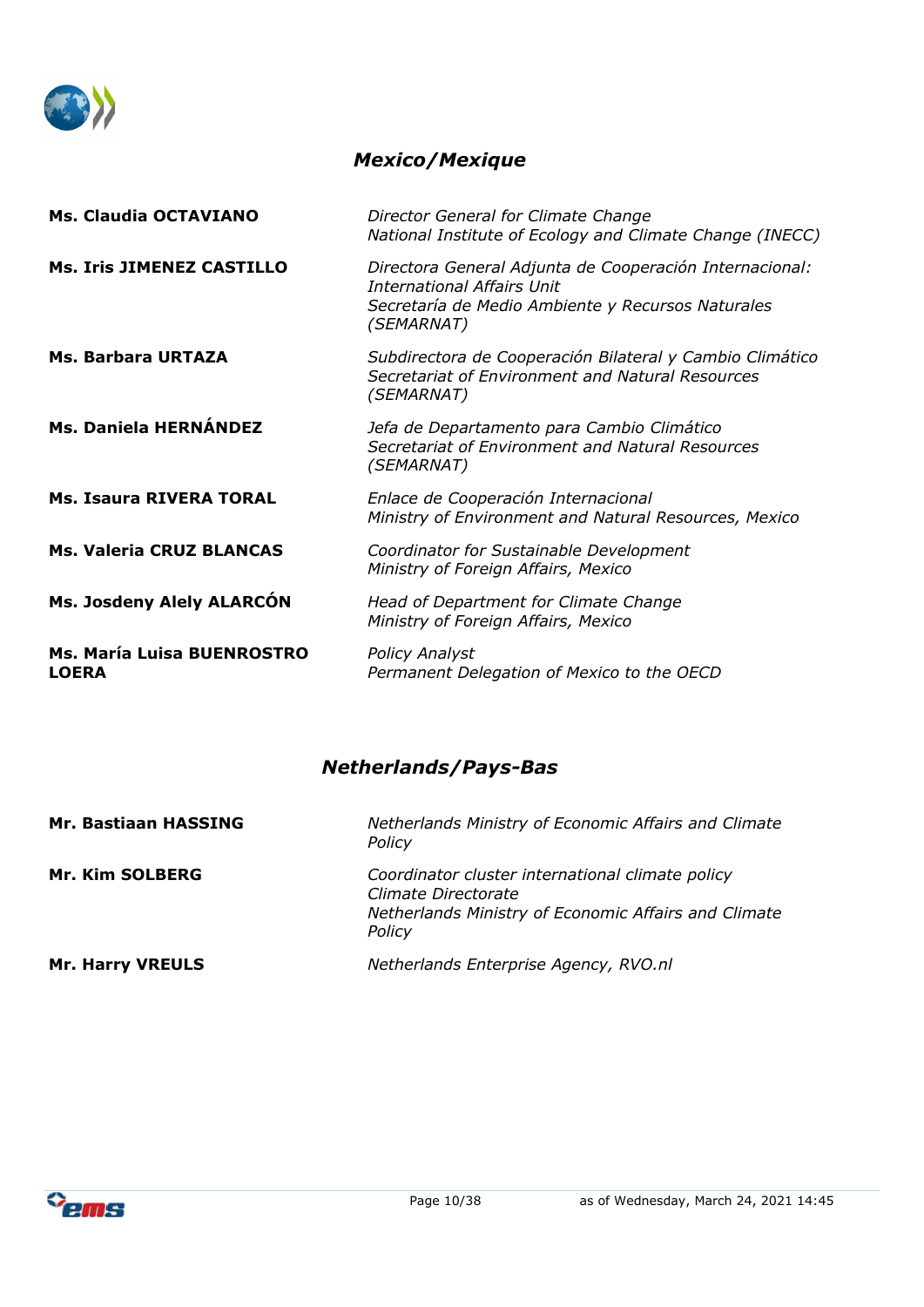## *Mexico/Mexique*

| | |
|---|---|
| **Ms. Claudia OCTAVIANO** | *Director General for Climate Change*<br>*National Institute of Ecology and Climate Change (INECC)* |
| **Ms. Iris JIMENEZ CASTILLO** | *Directora General Adjunta de Cooperación Internacional: International Affairs Unit*<br>*Secretaría de Medio Ambiente y Recursos Naturales (SEMARNAT)* |
| **Ms. Barbara URTAZA** | *Subdirectora de Cooperación Bilateral y Cambio Climático*<br>*Secretariat of Environment and Natural Resources (SEMARNAT)* |
| **Ms. Daniela HERNÁNDEZ** | *Jefa de Departamento para Cambio Climático*<br>*Secretariat of Environment and Natural Resources (SEMARNAT)* |
| **Ms. Isaura RIVERA TORAL** | *Enlace de Cooperación Internacional*<br>*Ministry of Environment and Natural Resources, Mexico* |
| **Ms. Valeria CRUZ BLANCAS** | *Coordinator for Sustainable Development*<br>*Ministry of Foreign Affairs, Mexico* |
| **Ms. Josdeny Alely ALARCÓN** | *Head of Department for Climate Change*<br>*Ministry of Foreign Affairs, Mexico* |
| **Ms. María Luisa BUENROSTRO LOERA** | *Policy Analyst*<br>*Permanent Delegation of Mexico to the OECD* |

## *Netherlands/Pays-Bas*

| | |
|---|---|
| **Mr. Bastiaan HASSING** | *Netherlands Ministry of Economic Affairs and Climate Policy* |
| **Mr. Kim SOLBERG** | *Coordinator cluster international climate policy*<br>*Climate Directorate*<br>*Netherlands Ministry of Economic Affairs and Climate Policy* |
| **Mr. Harry VREULS** | *Netherlands Enterprise Agency, RVO.nl* |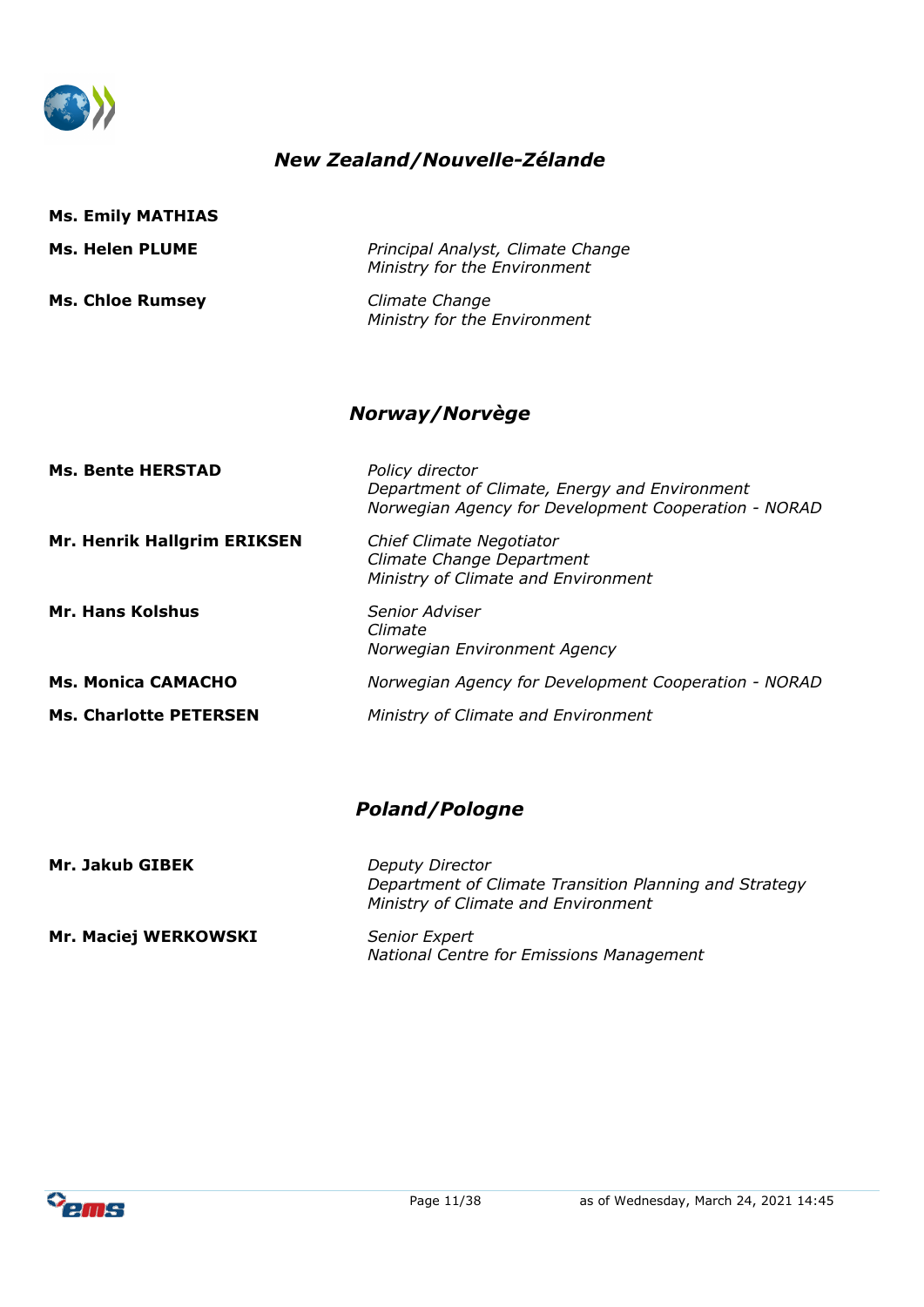## *New Zealand/Nouvelle-Zélande*

**Ms. Emily MATHIAS**

**Ms. Helen PLUME**
*Principal Analyst, Climate Change*
*Ministry for the Environment*

**Ms. Chloe Rumsey**
*Climate Change*
*Ministry for the Environment*

## *Norway/Norvège*

**Ms. Bente HERSTAD**
*Policy director*
*Department of Climate, Energy and Environment*
*Norwegian Agency for Development Cooperation - NORAD*

**Mr. Henrik Hallgrim ERIKSEN**
*Chief Climate Negotiator*
*Climate Change Department*
*Ministry of Climate and Environment*

**Mr. Hans Kolshus**
*Senior Adviser*
*Climate*
*Norwegian Environment Agency*

**Ms. Monica CAMACHO**
*Norwegian Agency for Development Cooperation - NORAD*

**Ms. Charlotte PETERSEN**
*Ministry of Climate and Environment*

## *Poland/Pologne*

**Mr. Jakub GIBEK**
*Deputy Director*
*Department of Climate Transition Planning and Strategy*
*Ministry of Climate and Environment*

**Mr. Maciej WERKOWSKI**
*Senior Expert*
*National Centre for Emissions Management*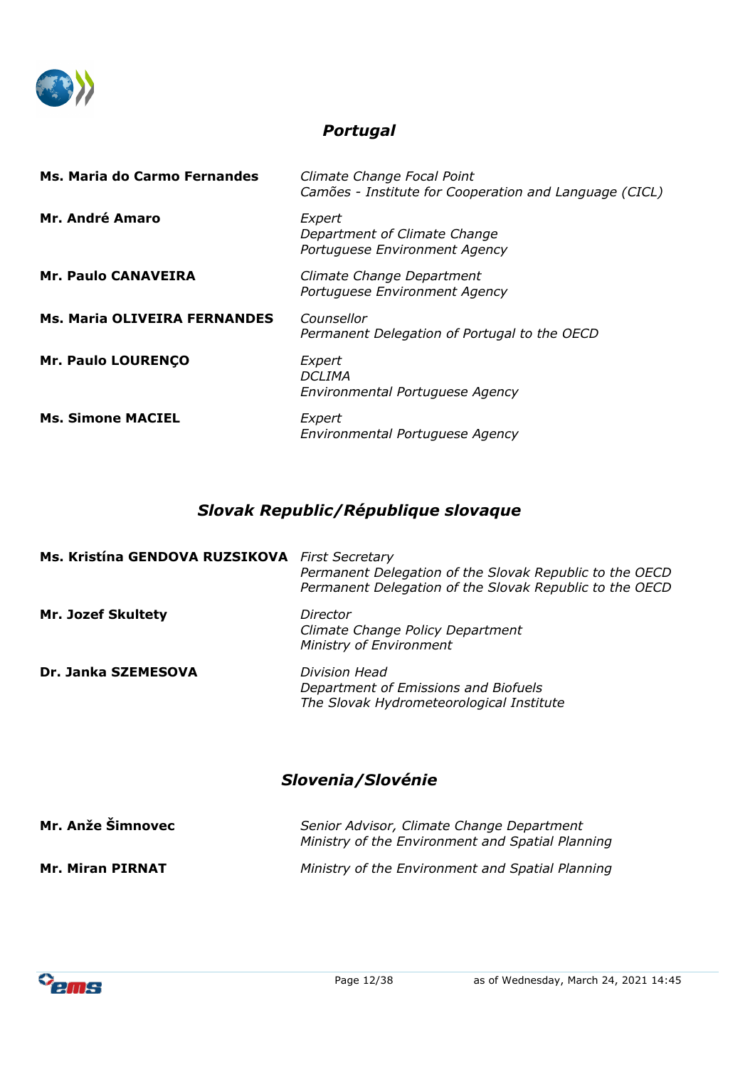## *Portugal*

| | |
|---|---|
| **Ms. Maria do Carmo Fernandes** | *Climate Change Focal Point*<br>*Camões - Institute for Cooperation and Language (CICL)* |
| **Mr. André Amaro** | *Expert*<br>*Department of Climate Change*<br>*Portuguese Environment Agency* |
| **Mr. Paulo CANAVEIRA** | *Climate Change Department*<br>*Portuguese Environment Agency* |
| **Ms. Maria OLIVEIRA FERNANDES** | *Counsellor*<br>*Permanent Delegation of Portugal to the OECD* |
| **Mr. Paulo LOURENÇO** | *Expert*<br>*DCLIMA*<br>*Environmental Portuguese Agency* |
| **Ms. Simone MACIEL** | *Expert*<br>*Environmental Portuguese Agency* |

## *Slovak Republic/République slovaque*

| | |
|---|---|
| **Ms. Kristína GENDOVA RUZSIKOVA** | *First Secretary*<br>*Permanent Delegation of the Slovak Republic to the OECD*<br>*Permanent Delegation of the Slovak Republic to the OECD* |
| **Mr. Jozef Skultety** | *Director*<br>*Climate Change Policy Department*<br>*Ministry of Environment* |
| **Dr. Janka SZEMESOVA** | *Division Head*<br>*Department of Emissions and Biofuels*<br>*The Slovak Hydrometeorological Institute* |

## *Slovenia/Slovénie*

| | |
|---|---|
| **Mr. Anže Šimnovec** | *Senior Advisor, Climate Change Department*<br>*Ministry of the Environment and Spatial Planning* |
| **Mr. Miran PIRNAT** | *Ministry of the Environment and Spatial Planning* |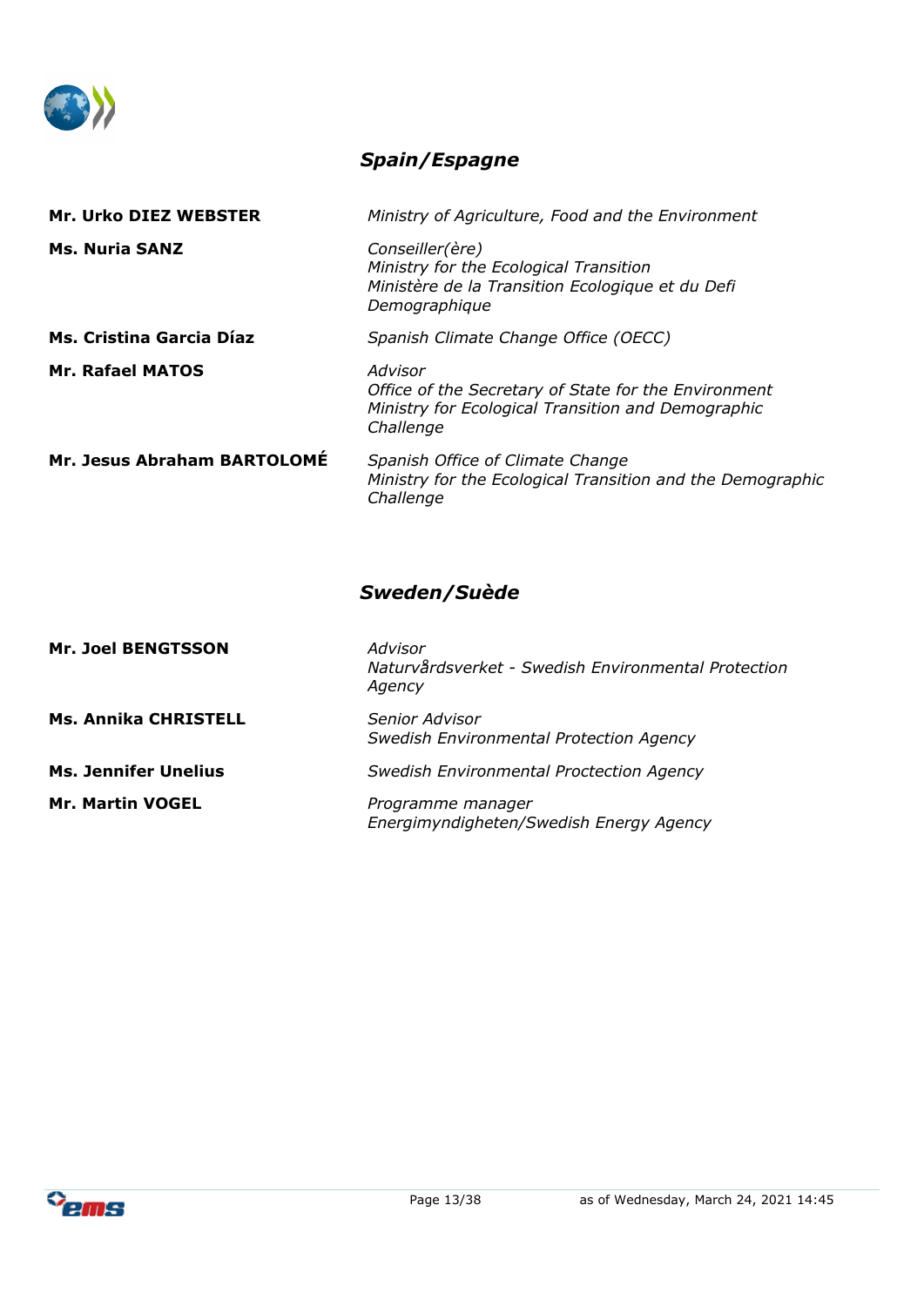## *Spain/Espagne*

| | |
|---|---|
| **Mr. Urko DIEZ WEBSTER** | *Ministry of Agriculture, Food and the Environment* |
| **Ms. Nuria SANZ** | *Conseiller(ère)*<br>*Ministry for the Ecological Transition*<br>*Ministère de la Transition Ecologique et du Defi Demographique* |
| **Ms. Cristina Garcia Díaz** | *Spanish Climate Change Office (OECC)* |
| **Mr. Rafael MATOS** | *Advisor*<br>*Office of the Secretary of State for the Environment*<br>*Ministry for Ecological Transition and Demographic Challenge* |
| **Mr. Jesus Abraham BARTOLOMÉ** | *Spanish Office of Climate Change*<br>*Ministry for the Ecological Transition and the Demographic Challenge* |

## *Sweden/Suède*

| | |
|---|---|
| **Mr. Joel BENGTSSON** | *Advisor*<br>*Naturvårdsverket - Swedish Environmental Protection Agency* |
| **Ms. Annika CHRISTELL** | *Senior Advisor*<br>*Swedish Environmental Protection Agency* |
| **Ms. Jennifer Unelius** | *Swedish Environmental Proctection Agency* |
| **Mr. Martin VOGEL** | *Programme manager*<br>*Energimyndigheten/Swedish Energy Agency* |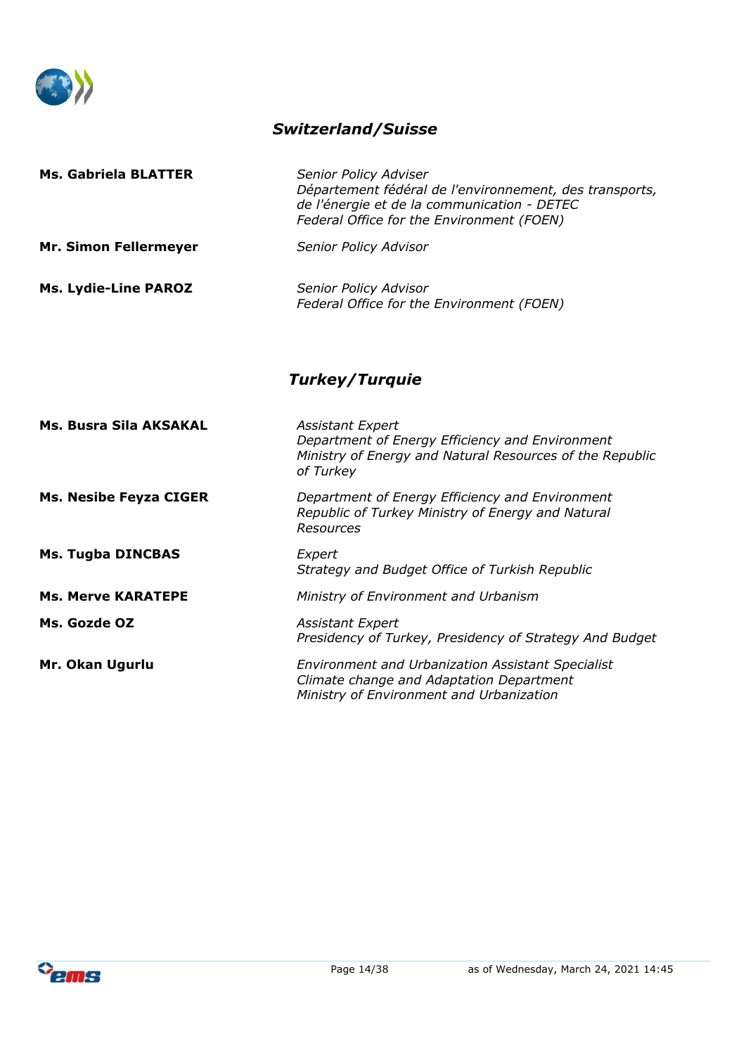## *Switzerland/Suisse*

| | |
|---|---|
| **Ms. Gabriela BLATTER** | *Senior Policy Adviser*<br>*Département fédéral de l'environnement, des transports, de l'énergie et de la communication - DETEC*<br>*Federal Office for the Environment (FOEN)* |
| **Mr. Simon Fellermeyer** | *Senior Policy Advisor* |
| **Ms. Lydie-Line PAROZ** | *Senior Policy Advisor*<br>*Federal Office for the Environment (FOEN)* |

## *Turkey/Turquie*

| | |
|---|---|
| **Ms. Busra Sila AKSAKAL** | *Assistant Expert*<br>*Department of Energy Efficiency and Environment*<br>*Ministry of Energy and Natural Resources of the Republic of Turkey* |
| **Ms. Nesibe Feyza CIGER** | *Department of Energy Efficiency and Environment*<br>*Republic of Turkey Ministry of Energy and Natural Resources* |
| **Ms. Tugba DINCBAS** | *Expert*<br>*Strategy and Budget Office of Turkish Republic* |
| **Ms. Merve KARATEPE** | *Ministry of Environment and Urbanism* |
| **Ms. Gozde OZ** | *Assistant Expert*<br>*Presidency of Turkey, Presidency of Strategy And Budget* |
| **Mr. Okan Ugurlu** | *Environment and Urbanization Assistant Specialist*<br>*Climate change and Adaptation Department*<br>*Ministry of Environment and Urbanization* |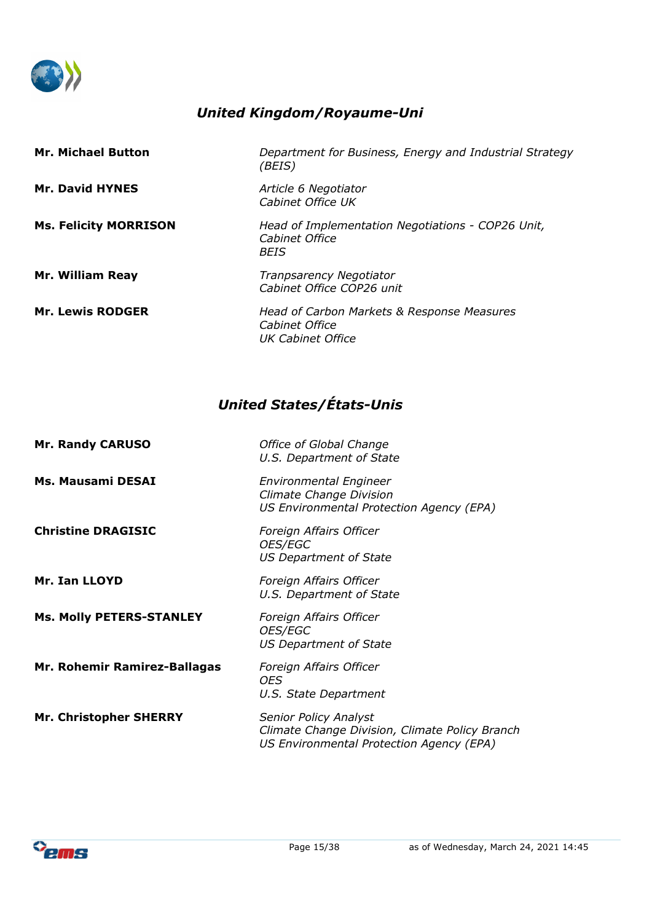## *United Kingdom/Royaume-Uni*

| | |
|---|---|
| **Mr. Michael Button** | *Department for Business, Energy and Industrial Strategy (BEIS)* |
| **Mr. David HYNES** | *Article 6 Negotiator*<br>*Cabinet Office UK* |
| **Ms. Felicity MORRISON** | *Head of Implementation Negotiations - COP26 Unit, Cabinet Office*<br>*BEIS* |
| **Mr. William Reay** | *Tranpsarency Negotiator*<br>*Cabinet Office COP26 unit* |
| **Mr. Lewis RODGER** | *Head of Carbon Markets & Response Measures Cabinet Office*<br>*UK Cabinet Office* |

## *United States/États-Unis*

| | |
|---|---|
| **Mr. Randy CARUSO** | *Office of Global Change*<br>*U.S. Department of State* |
| **Ms. Mausami DESAI** | *Environmental Engineer*<br>*Climate Change Division*<br>*US Environmental Protection Agency (EPA)* |
| **Christine DRAGISIC** | *Foreign Affairs Officer*<br>*OES/EGC*<br>*US Department of State* |
| **Mr. Ian LLOYD** | *Foreign Affairs Officer*<br>*U.S. Department of State* |
| **Ms. Molly PETERS-STANLEY** | *Foreign Affairs Officer*<br>*OES/EGC*<br>*US Department of State* |
| **Mr. Rohemir Ramirez-Ballagas** | *Foreign Affairs Officer*<br>*OES*<br>*U.S. State Department* |
| **Mr. Christopher SHERRY** | *Senior Policy Analyst*<br>*Climate Change Division, Climate Policy Branch*<br>*US Environmental Protection Agency (EPA)* |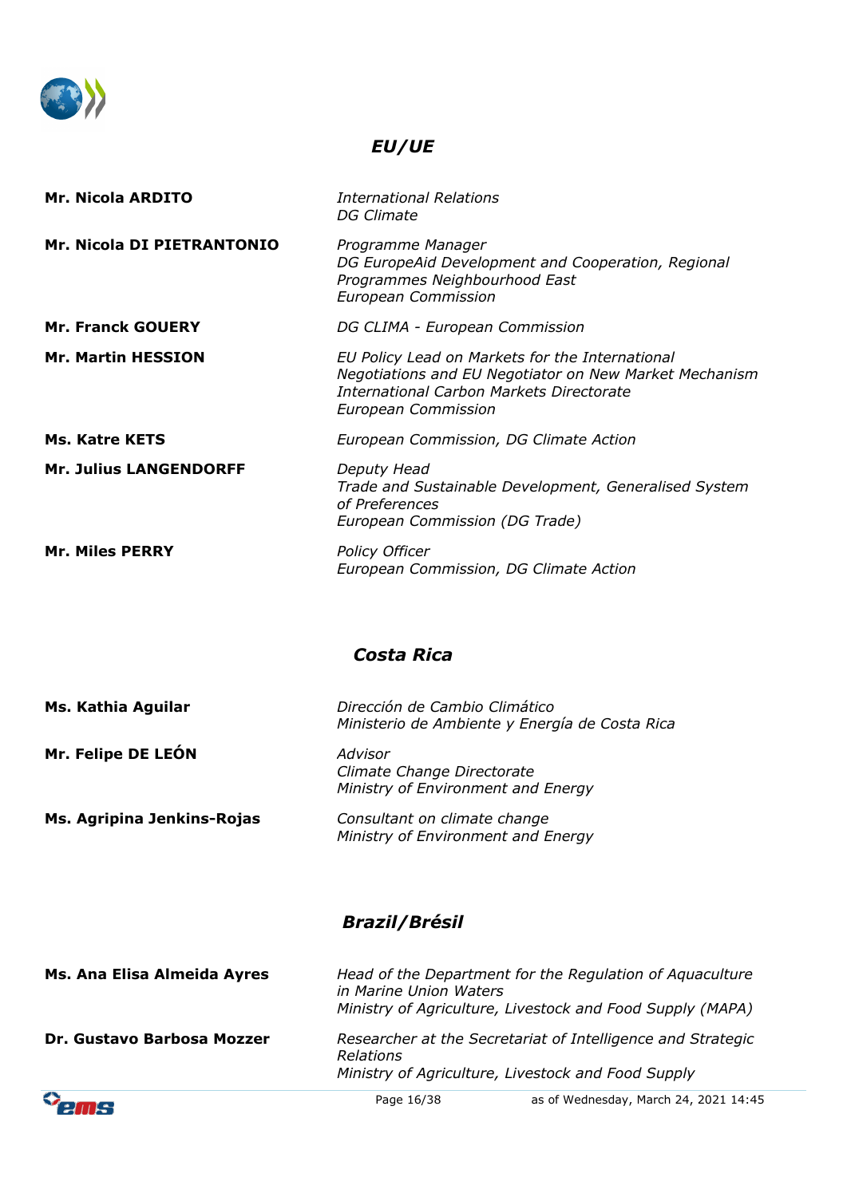## *EU/UE*

| | |
|---|---|
| **Mr. Nicola ARDITO** | *International Relations*<br>*DG Climate* |
| **Mr. Nicola DI PIETRANTONIO** | *Programme Manager*<br>*DG EuropeAid Development and Cooperation, Regional Programmes Neighbourhood East*<br>*European Commission* |
| **Mr. Franck GOUERY** | *DG CLIMA - European Commission* |
| **Mr. Martin HESSION** | *EU Policy Lead on Markets for the International Negotiations and EU Negotiator on New Market Mechanism*<br>*International Carbon Markets Directorate*<br>*European Commission* |
| **Ms. Katre KETS** | *European Commission, DG Climate Action* |
| **Mr. Julius LANGENDORFF** | *Deputy Head*<br>*Trade and Sustainable Development, Generalised System of Preferences*<br>*European Commission (DG Trade)* |
| **Mr. Miles PERRY** | *Policy Officer*<br>*European Commission, DG Climate Action* |

## *Costa Rica*

| | |
|---|---|
| **Ms. Kathia Aguilar** | *Dirección de Cambio Climático*<br>*Ministerio de Ambiente y Energía de Costa Rica* |
| **Mr. Felipe DE LEÓN** | *Advisor*<br>*Climate Change Directorate*<br>*Ministry of Environment and Energy* |
| **Ms. Agripina Jenkins-Rojas** | *Consultant on climate change*<br>*Ministry of Environment and Energy* |

## *Brazil/Brésil*

| | |
|---|---|
| **Ms. Ana Elisa Almeida Ayres** | *Head of the Department for the Regulation of Aquaculture in Marine Union Waters*<br>*Ministry of Agriculture, Livestock and Food Supply (MAPA)* |
| **Dr. Gustavo Barbosa Mozzer** | *Researcher at the Secretariat of Intelligence and Strategic Relations*<br>*Ministry of Agriculture, Livestock and Food Supply* |

as of Wednesday, March 24, 2021 14:45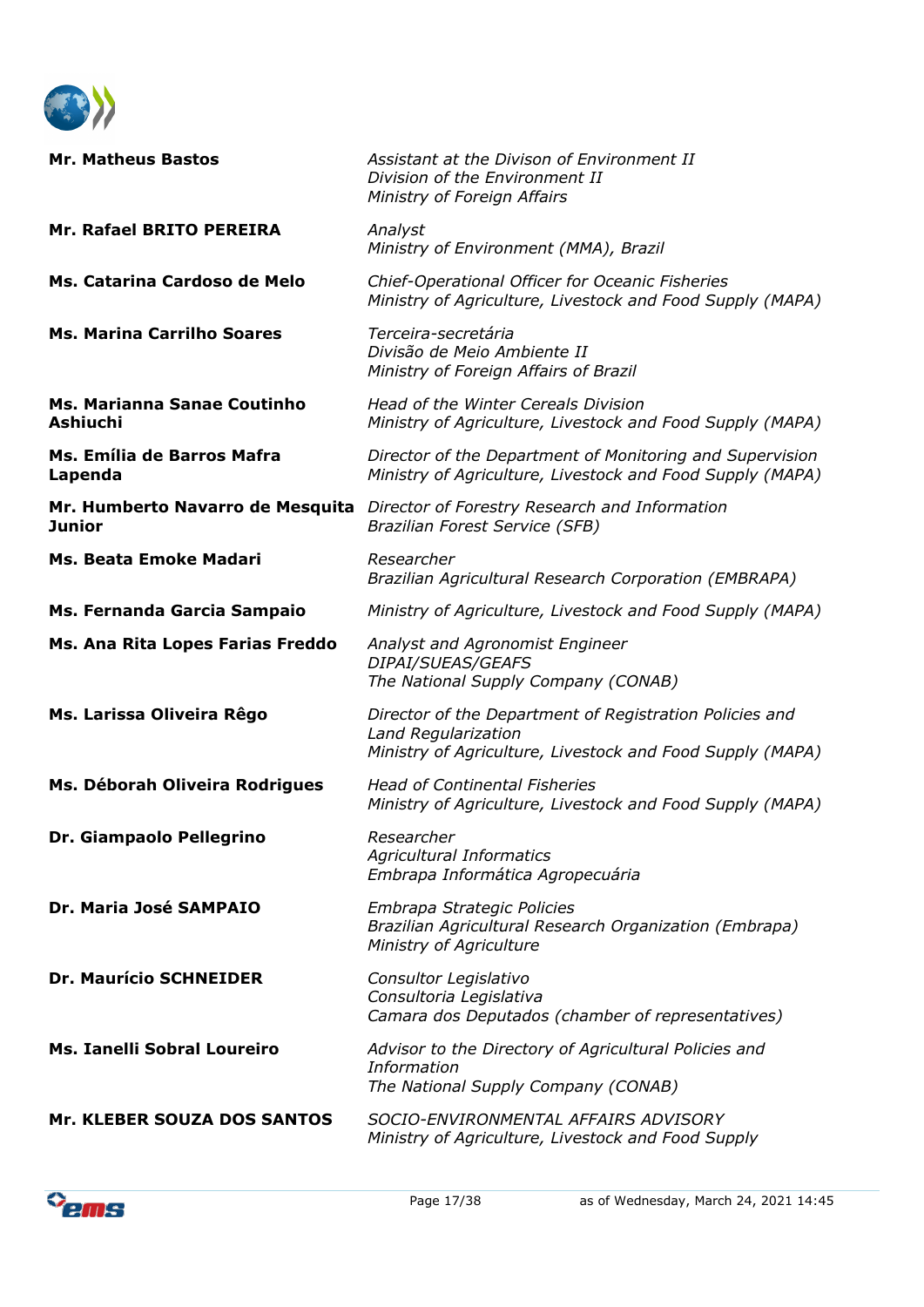| | |
|---|---|
| **Mr. Matheus Bastos** | *Assistant at the Divison of Environment II*<br>*Division of the Environment II*<br>*Ministry of Foreign Affairs* |
| **Mr. Rafael BRITO PEREIRA** | *Analyst*<br>*Ministry of Environment (MMA), Brazil* |
| **Ms. Catarina Cardoso de Melo** | *Chief-Operational Officer for Oceanic Fisheries*<br>*Ministry of Agriculture, Livestock and Food Supply (MAPA)* |
| **Ms. Marina Carrilho Soares** | *Terceira-secretária*<br>*Divisão de Meio Ambiente II*<br>*Ministry of Foreign Affairs of Brazil* |
| **Ms. Marianna Sanae Coutinho Ashiuchi** | *Head of the Winter Cereals Division*<br>*Ministry of Agriculture, Livestock and Food Supply (MAPA)* |
| **Ms. Emília de Barros Mafra Lapenda** | *Director of the Department of Monitoring and Supervision*<br>*Ministry of Agriculture, Livestock and Food Supply (MAPA)* |
| **Mr. Humberto Navarro de Mesquita Junior** | *Director of Forestry Research and Information*<br>*Brazilian Forest Service (SFB)* |
| **Ms. Beata Emoke Madari** | *Researcher*<br>*Brazilian Agricultural Research Corporation (EMBRAPA)* |
| **Ms. Fernanda Garcia Sampaio** | *Ministry of Agriculture, Livestock and Food Supply (MAPA)* |
| **Ms. Ana Rita Lopes Farias Freddo** | *Analyst and Agronomist Engineer*<br>*DIPAI/SUEAS/GEAFS*<br>*The National Supply Company (CONAB)* |
| **Ms. Larissa Oliveira Rêgo** | *Director of the Department of Registration Policies and Land Regularization*<br>*Ministry of Agriculture, Livestock and Food Supply (MAPA)* |
| **Ms. Déborah Oliveira Rodrigues** | *Head of Continental Fisheries*<br>*Ministry of Agriculture, Livestock and Food Supply (MAPA)* |
| **Dr. Giampaolo Pellegrino** | *Researcher*<br>*Agricultural Informatics*<br>*Embrapa Informática Agropecuária* |
| **Dr. Maria José SAMPAIO** | *Embrapa Strategic Policies*<br>*Brazilian Agricultural Research Organization (Embrapa)*<br>*Ministry of Agriculture* |
| **Dr. Maurício SCHNEIDER** | *Consultor Legislativo*<br>*Consultoria Legislativa*<br>*Camara dos Deputados (chamber of representatives)* |
| **Ms. Ianelli Sobral Loureiro** | *Advisor to the Directory of Agricultural Policies and Information*<br>*The National Supply Company (CONAB)* |
| **Mr. KLEBER SOUZA DOS SANTOS** | *SOCIO-ENVIRONMENTAL AFFAIRS ADVISORY*<br>*Ministry of Agriculture, Livestock and Food Supply* |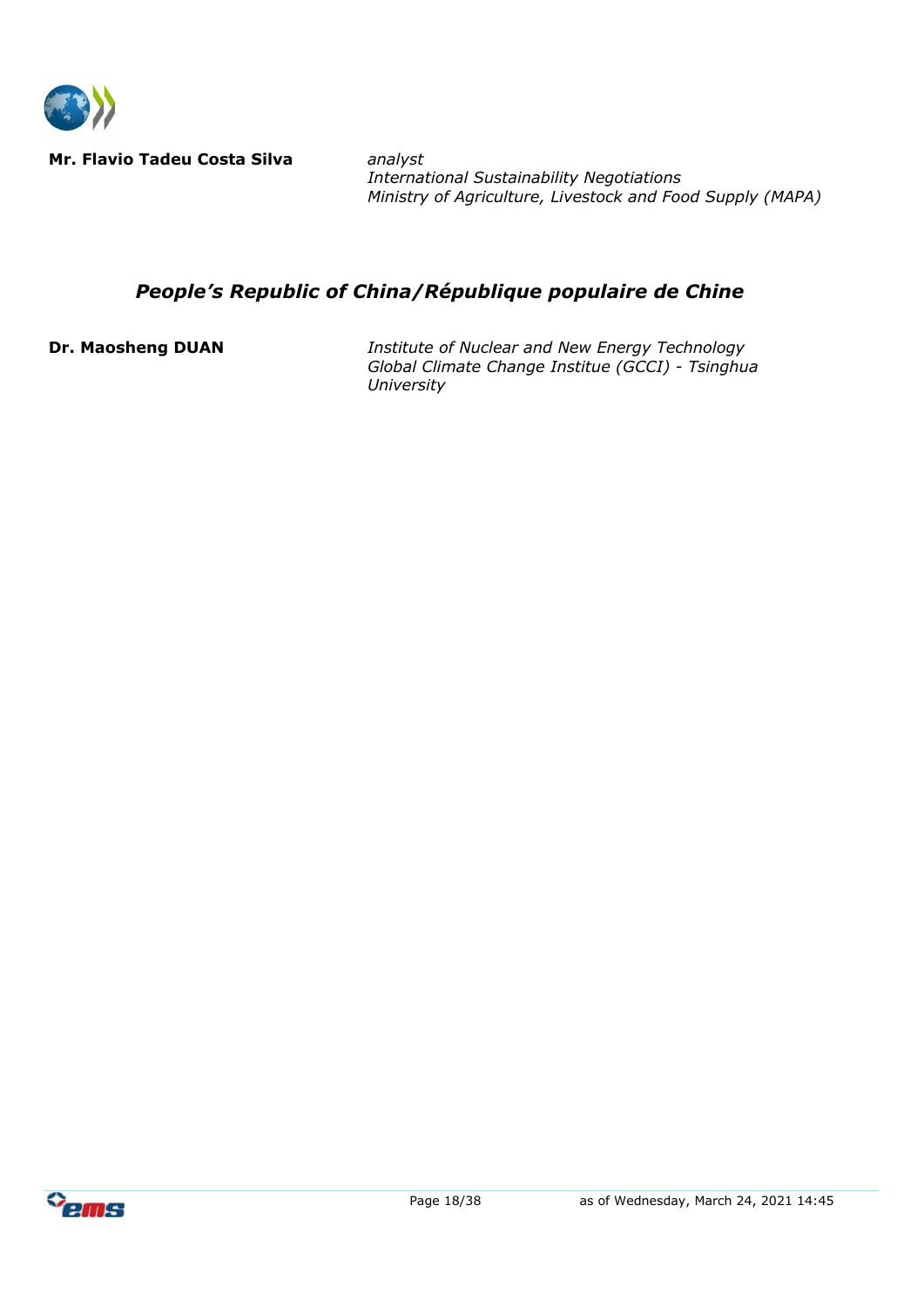**Mr. Flavio Tadeu Costa Silva** *analyst*
*International Sustainability Negotiations*
*Ministry of Agriculture, Livestock and Food Supply (MAPA)*

## *People's Republic of China/République populaire de Chine*

**Dr. Maosheng DUAN** *Institute of Nuclear and New Energy Technology*
*Global Climate Change Institue (GCCI) - Tsinghua University*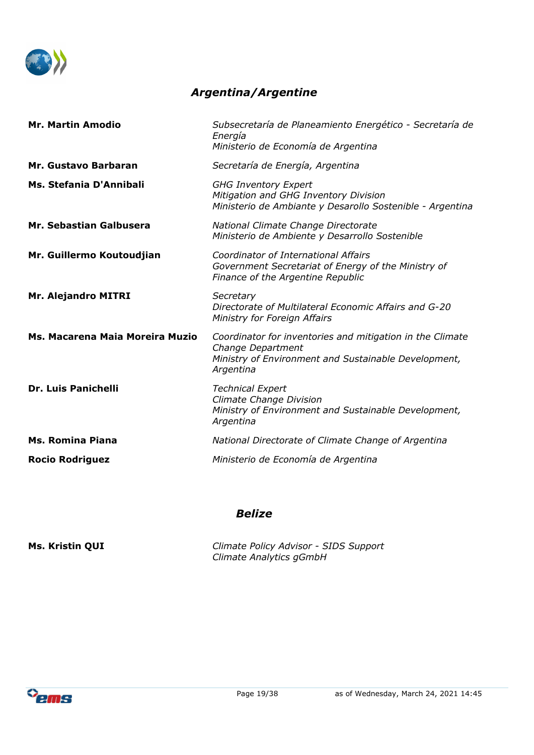## *Argentina/Argentine*

| | |
|---|---|
| **Mr. Martin Amodio** | *Subsecretaría de Planeamiento Energético - Secretaría de Energía*<br>*Ministerio de Economía de Argentina* |
| **Mr. Gustavo Barbaran** | *Secretaría de Energía, Argentina* |
| **Ms. Stefania D'Annibali** | *GHG Inventory Expert*<br>*Mitigation and GHG Inventory Division*<br>*Ministerio de Ambiante y Desarollo Sostenible - Argentina* |
| **Mr. Sebastian Galbusera** | *National Climate Change Directorate*<br>*Ministerio de Ambiente y Desarrollo Sostenible* |
| **Mr. Guillermo Koutoudjian** | *Coordinator of International Affairs*<br>*Government Secretariat of Energy of the Ministry of Finance of the Argentine Republic* |
| **Mr. Alejandro MITRI** | *Secretary*<br>*Directorate of Multilateral Economic Affairs and G-20*<br>*Ministry for Foreign Affairs* |
| **Ms. Macarena Maia Moreira Muzio** | *Coordinator for inventories and mitigation in the Climate Change Department*<br>*Ministry of Environment and Sustainable Development, Argentina* |
| **Dr. Luis Panichelli** | *Technical Expert*<br>*Climate Change Division*<br>*Ministry of Environment and Sustainable Development, Argentina* |
| **Ms. Romina Piana** | *National Directorate of Climate Change of Argentina* |
| **Rocio Rodriguez** | *Ministerio de Economía de Argentina* |

## *Belize*

| | |
|---|---|
| **Ms. Kristin QUI** | *Climate Policy Advisor - SIDS Support*<br>*Climate Analytics gGmbH* |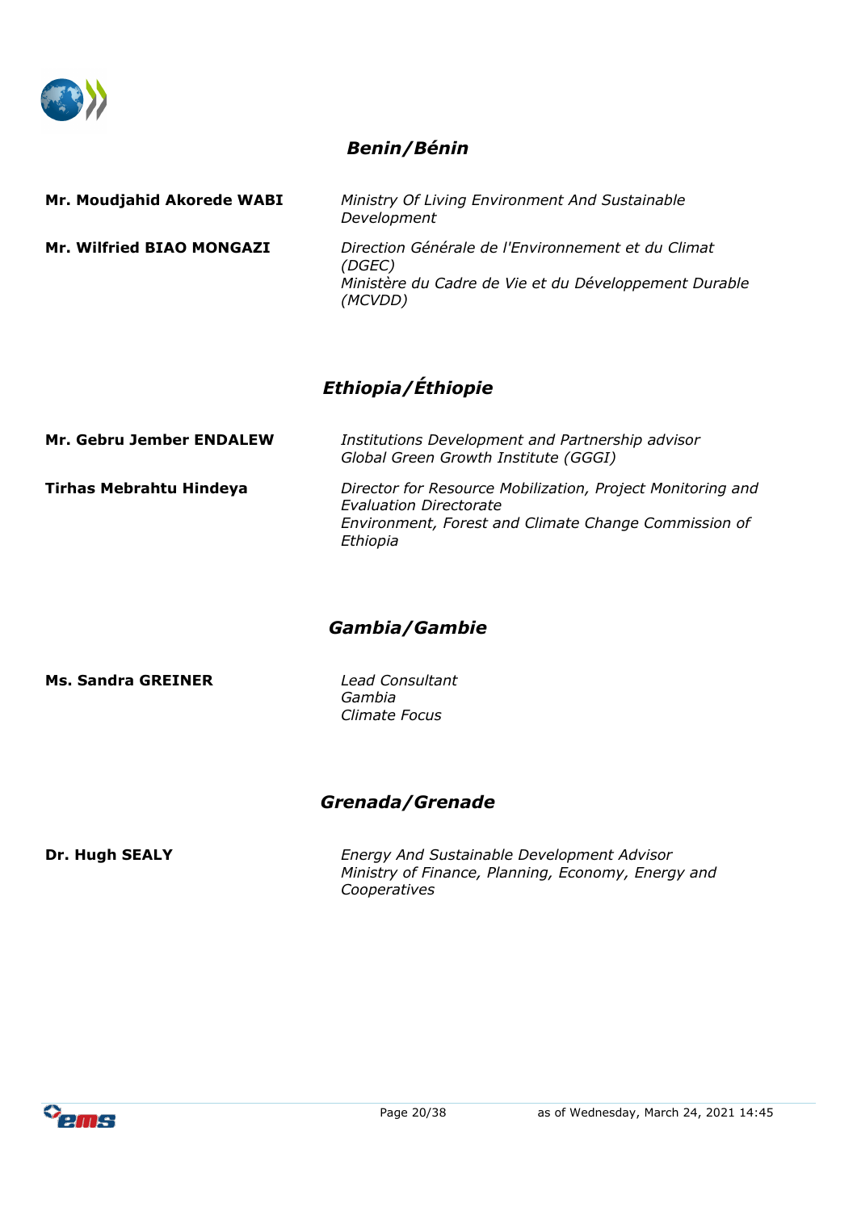## *Benin/Bénin*

**Mr. Moudjahid Akorede WABI**
*Ministry Of Living Environment And Sustainable Development*

**Mr. Wilfried BIAO MONGAZI**
*Direction Générale de l'Environnement et du Climat (DGEC)*
*Ministère du Cadre de Vie et du Développement Durable (MCVDD)*

## *Ethiopia/Éthiopie*

**Mr. Gebru Jember ENDALEW**
*Institutions Development and Partnership advisor*
*Global Green Growth Institute (GGGI)*

**Tirhas Mebrahtu Hindeya**
*Director for Resource Mobilization, Project Monitoring and Evaluation Directorate*
*Environment, Forest and Climate Change Commission of Ethiopia*

## *Gambia/Gambie*

**Ms. Sandra GREINER**
*Lead Consultant*
*Gambia*
*Climate Focus*

## *Grenada/Grenade*

**Dr. Hugh SEALY**
*Energy And Sustainable Development Advisor*
*Ministry of Finance, Planning, Economy, Energy and Cooperatives*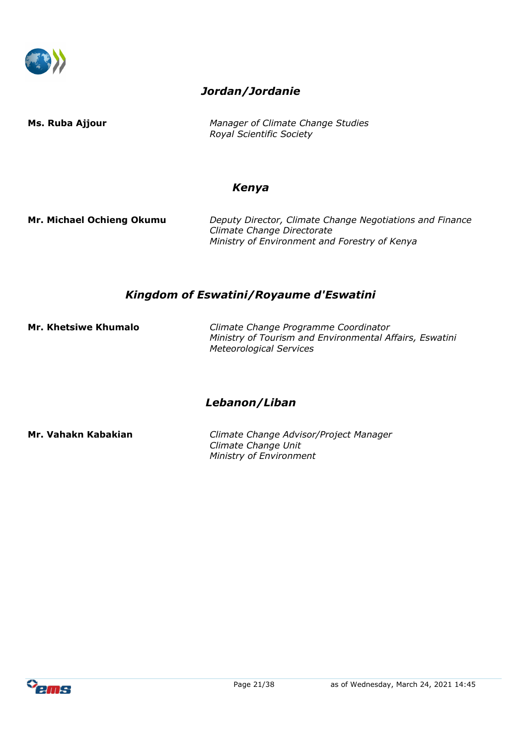## *Jordan/Jordanie*

**Ms. Ruba Ajjour**

*Manager of Climate Change Studies*
*Royal Scientific Society*

## *Kenya*

**Mr. Michael Ochieng Okumu**

*Deputy Director, Climate Change Negotiations and Finance*
*Climate Change Directorate*
*Ministry of Environment and Forestry of Kenya*

## *Kingdom of Eswatini/Royaume d'Eswatini*

**Mr. Khetsiwe Khumalo**

*Climate Change Programme Coordinator*
*Ministry of Tourism and Environmental Affairs, Eswatini Meteorological Services*

## *Lebanon/Liban*

**Mr. Vahakn Kabakian**

*Climate Change Advisor/Project Manager*
*Climate Change Unit*
*Ministry of Environment*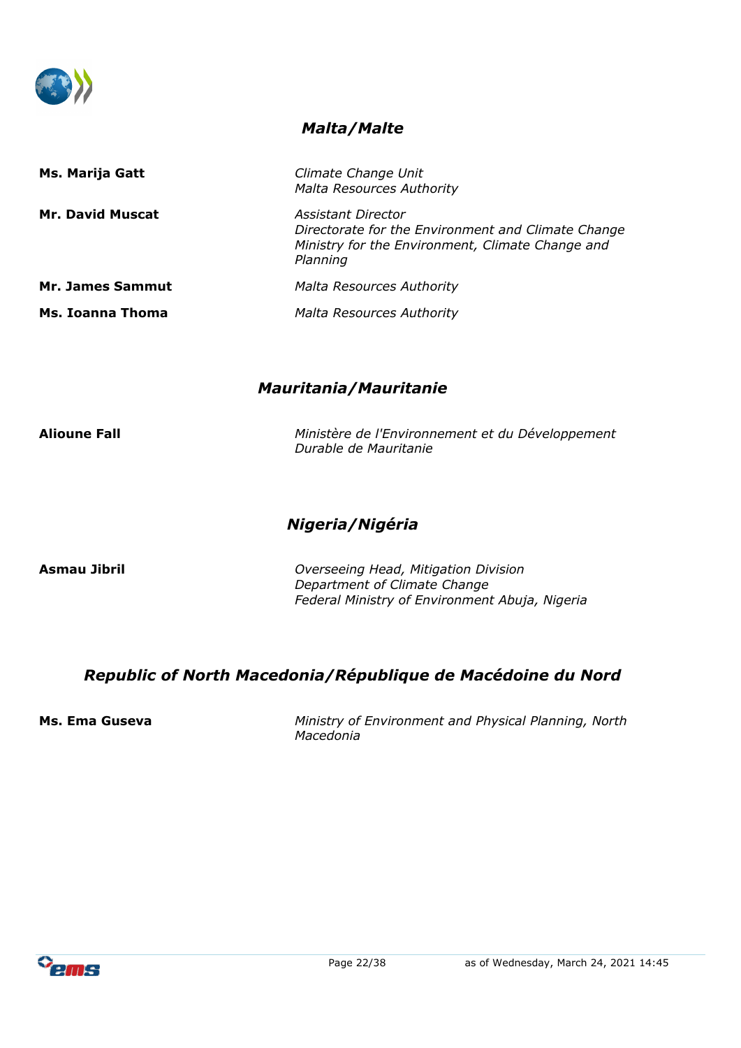## *Malta/Malte*

**Ms. Marija Gatt**
*Climate Change Unit*
*Malta Resources Authority*

**Mr. David Muscat**
*Assistant Director*
*Directorate for the Environment and Climate Change*
*Ministry for the Environment, Climate Change and Planning*

**Mr. James Sammut**
*Malta Resources Authority*

**Ms. Ioanna Thoma**
*Malta Resources Authority*

## *Mauritania/Mauritanie*

**Alioune Fall**
*Ministère de l'Environnement et du Développement Durable de Mauritanie*

## *Nigeria/Nigéria*

**Asmau Jibril**
*Overseeing Head, Mitigation Division*
*Department of Climate Change*
*Federal Ministry of Environment Abuja, Nigeria*

## *Republic of North Macedonia/République de Macédoine du Nord*

**Ms. Ema Guseva**
*Ministry of Environment and Physical Planning, North Macedonia*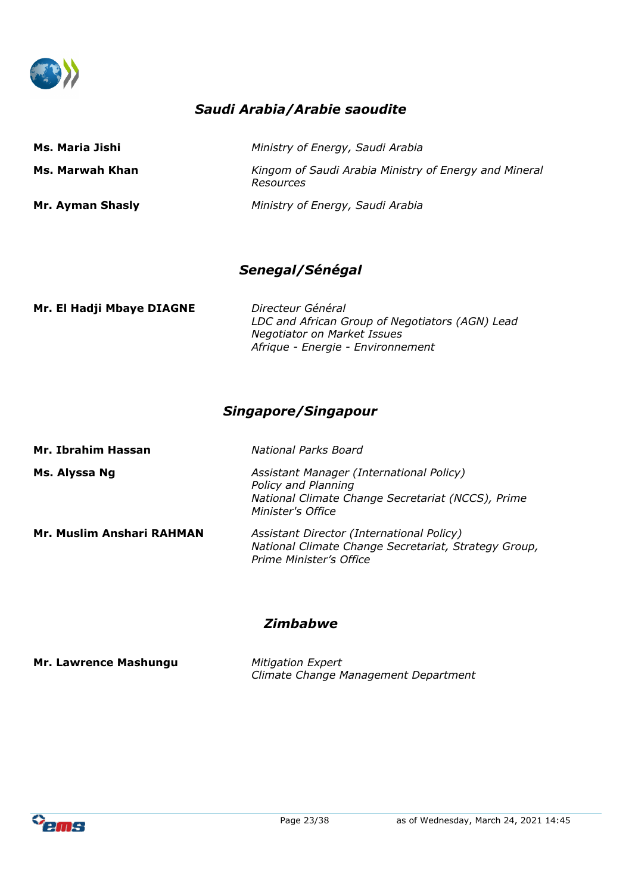## *Saudi Arabia/Arabie saoudite*

| | |
|---|---|
| **Ms. Maria Jishi** | *Ministry of Energy, Saudi Arabia* |
| **Ms. Marwah Khan** | *Kingom of Saudi Arabia Ministry of Energy and Mineral Resources* |
| **Mr. Ayman Shasly** | *Ministry of Energy, Saudi Arabia* |

## *Senegal/Sénégal*

| | |
|---|---|
| **Mr. El Hadji Mbaye DIAGNE** | *Directeur Général*<br>*LDC and African Group of Negotiators (AGN) Lead Negotiator on Market Issues*<br>*Afrique - Energie - Environnement* |

## *Singapore/Singapour*

| | |
|---|---|
| **Mr. Ibrahim Hassan** | *National Parks Board* |
| **Ms. Alyssa Ng** | *Assistant Manager (International Policy)*<br>*Policy and Planning*<br>*National Climate Change Secretariat (NCCS), Prime Minister's Office* |
| **Mr. Muslim Anshari RAHMAN** | *Assistant Director (International Policy)*<br>*National Climate Change Secretariat, Strategy Group, Prime Minister's Office* |

## *Zimbabwe*

| | |
|---|---|
| **Mr. Lawrence Mashungu** | *Mitigation Expert*<br>*Climate Change Management Department* |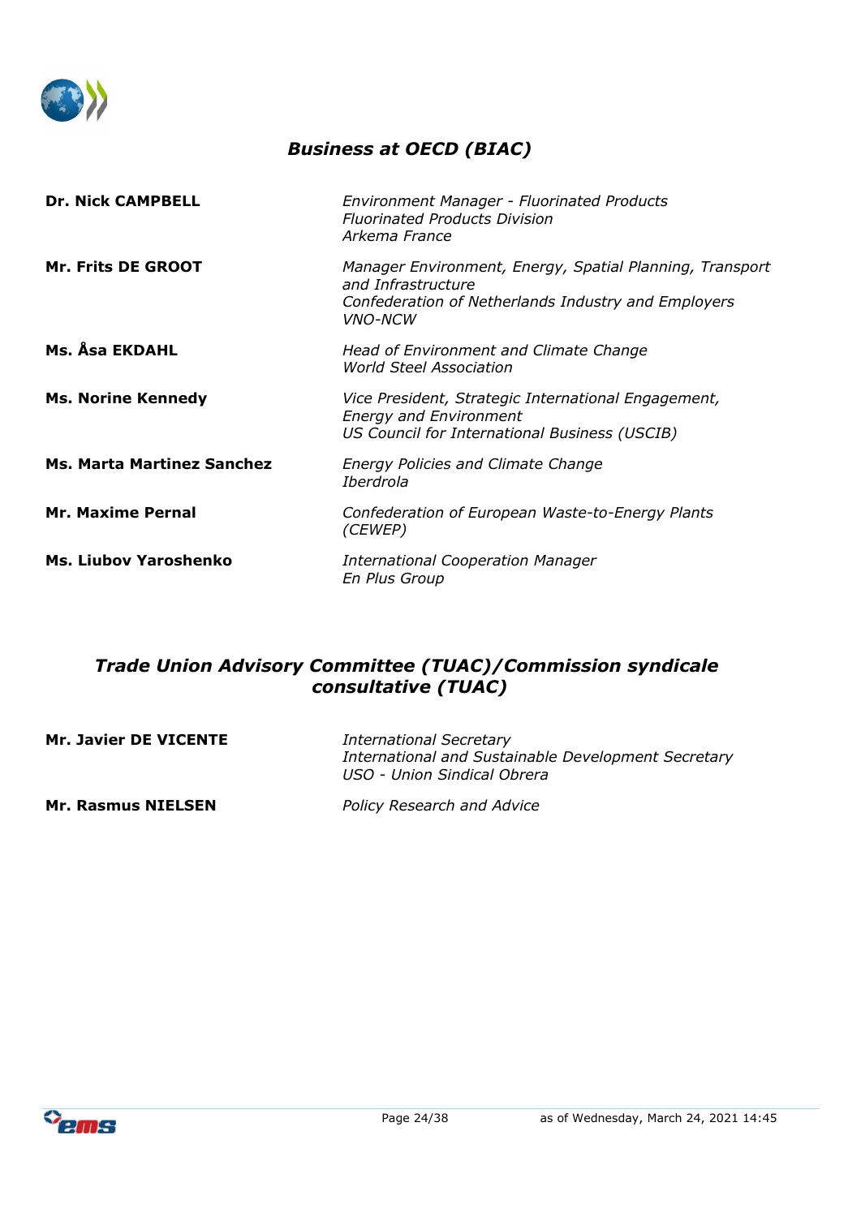## *Business at OECD (BIAC)*

| | |
|---|---|
| **Dr. Nick CAMPBELL** | *Environment Manager - Fluorinated Products*<br>*Fluorinated Products Division*<br>*Arkema France* |
| **Mr. Frits DE GROOT** | *Manager Environment, Energy, Spatial Planning, Transport and Infrastructure*<br>*Confederation of Netherlands Industry and Employers VNO-NCW* |
| **Ms. Åsa EKDAHL** | *Head of Environment and Climate Change*<br>*World Steel Association* |
| **Ms. Norine Kennedy** | *Vice President, Strategic International Engagement, Energy and Environment*<br>*US Council for International Business (USCIB)* |
| **Ms. Marta Martinez Sanchez** | *Energy Policies and Climate Change*<br>*Iberdrola* |
| **Mr. Maxime Pernal** | *Confederation of European Waste-to-Energy Plants (CEWEP)* |
| **Ms. Liubov Yaroshenko** | *International Cooperation Manager*<br>*En Plus Group* |

## *Trade Union Advisory Committee (TUAC)/Commission syndicale consultative (TUAC)*

| | |
|---|---|
| **Mr. Javier DE VICENTE** | *International Secretary*<br>*International and Sustainable Development Secretary*<br>*USO - Union Sindical Obrera* |
| **Mr. Rasmus NIELSEN** | *Policy Research and Advice* |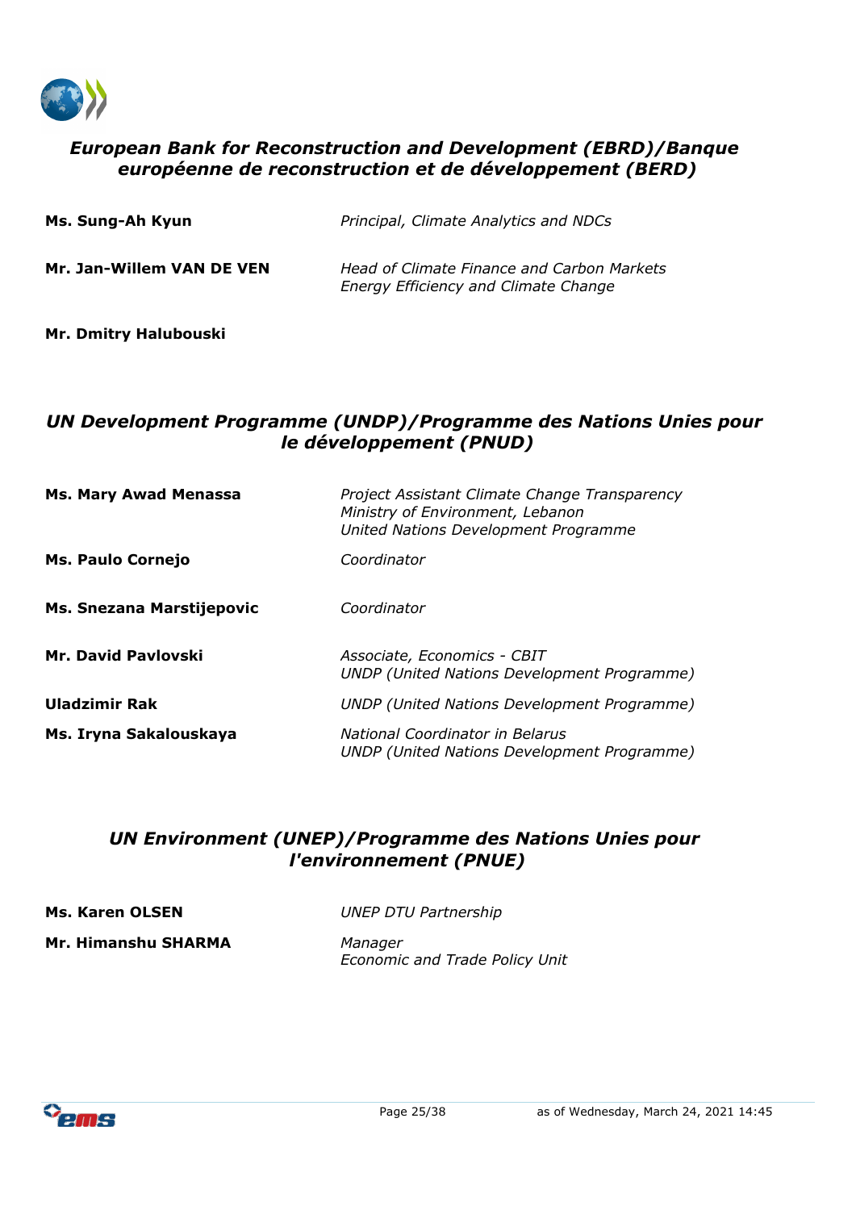## *European Bank for Reconstruction and Development (EBRD)/Banque européenne de reconstruction et de développement (BERD)*

| | |
|---|---|
| **Ms. Sung-Ah Kyun** | *Principal, Climate Analytics and NDCs* |
| **Mr. Jan-Willem VAN DE VEN** | *Head of Climate Finance and Carbon Markets*<br>*Energy Efficiency and Climate Change* |
| **Mr. Dmitry Halubouski** | |

## *UN Development Programme (UNDP)/Programme des Nations Unies pour le développement (PNUD)*

| | |
|---|---|
| **Ms. Mary Awad Menassa** | *Project Assistant Climate Change Transparency*<br>*Ministry of Environment, Lebanon*<br>*United Nations Development Programme* |
| **Ms. Paulo Cornejo** | *Coordinator* |
| **Ms. Snezana Marstijepovic** | *Coordinator* |
| **Mr. David Pavlovski** | *Associate, Economics - CBIT*<br>*UNDP (United Nations Development Programme)* |
| **Uladzimir Rak** | *UNDP (United Nations Development Programme)* |
| **Ms. Iryna Sakalouskaya** | *National Coordinator in Belarus*<br>*UNDP (United Nations Development Programme)* |

## *UN Environment (UNEP)/Programme des Nations Unies pour l'environnement (PNUE)*

| | |
|---|---|
| **Ms. Karen OLSEN** | *UNEP DTU Partnership* |
| **Mr. Himanshu SHARMA** | *Manager*<br>*Economic and Trade Policy Unit* |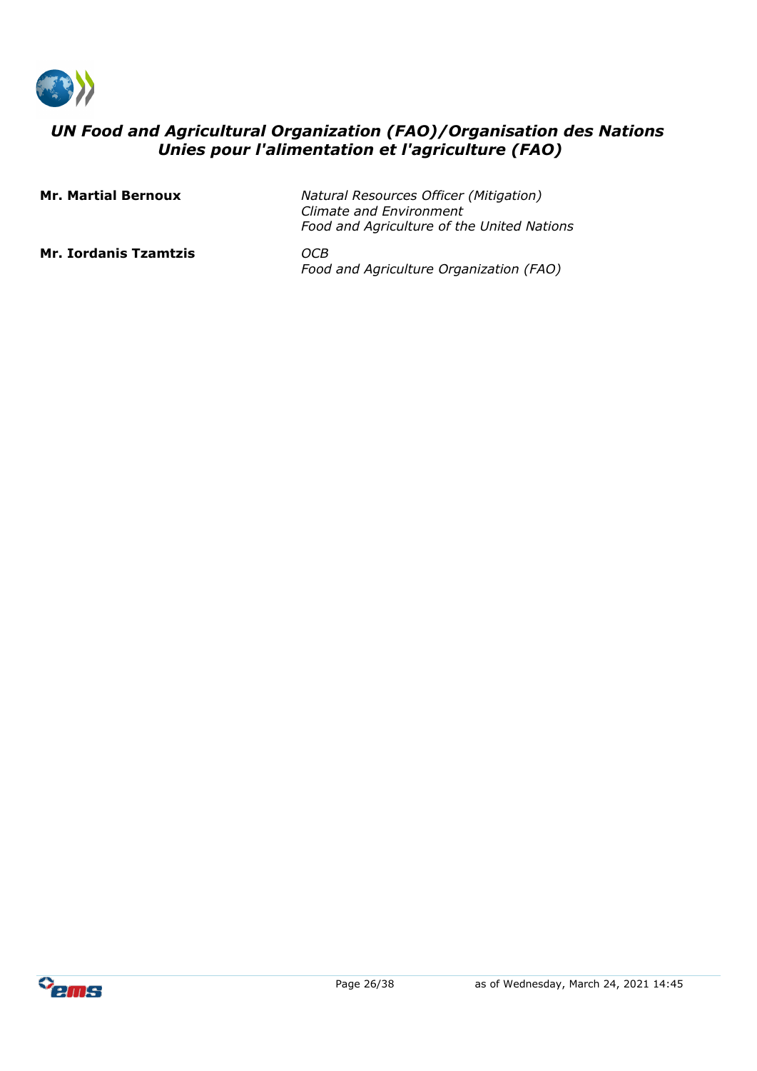## *UN Food and Agricultural Organization (FAO)/Organisation des Nations Unies pour l'alimentation et l'agriculture (FAO)*

| | |
|---|---|
| **Mr. Martial Bernoux** | *Natural Resources Officer (Mitigation)*<br>*Climate and Environment*<br>*Food and Agriculture of the United Nations* |
| **Mr. Iordanis Tzamtzis** | *OCB*<br>*Food and Agriculture Organization (FAO)* |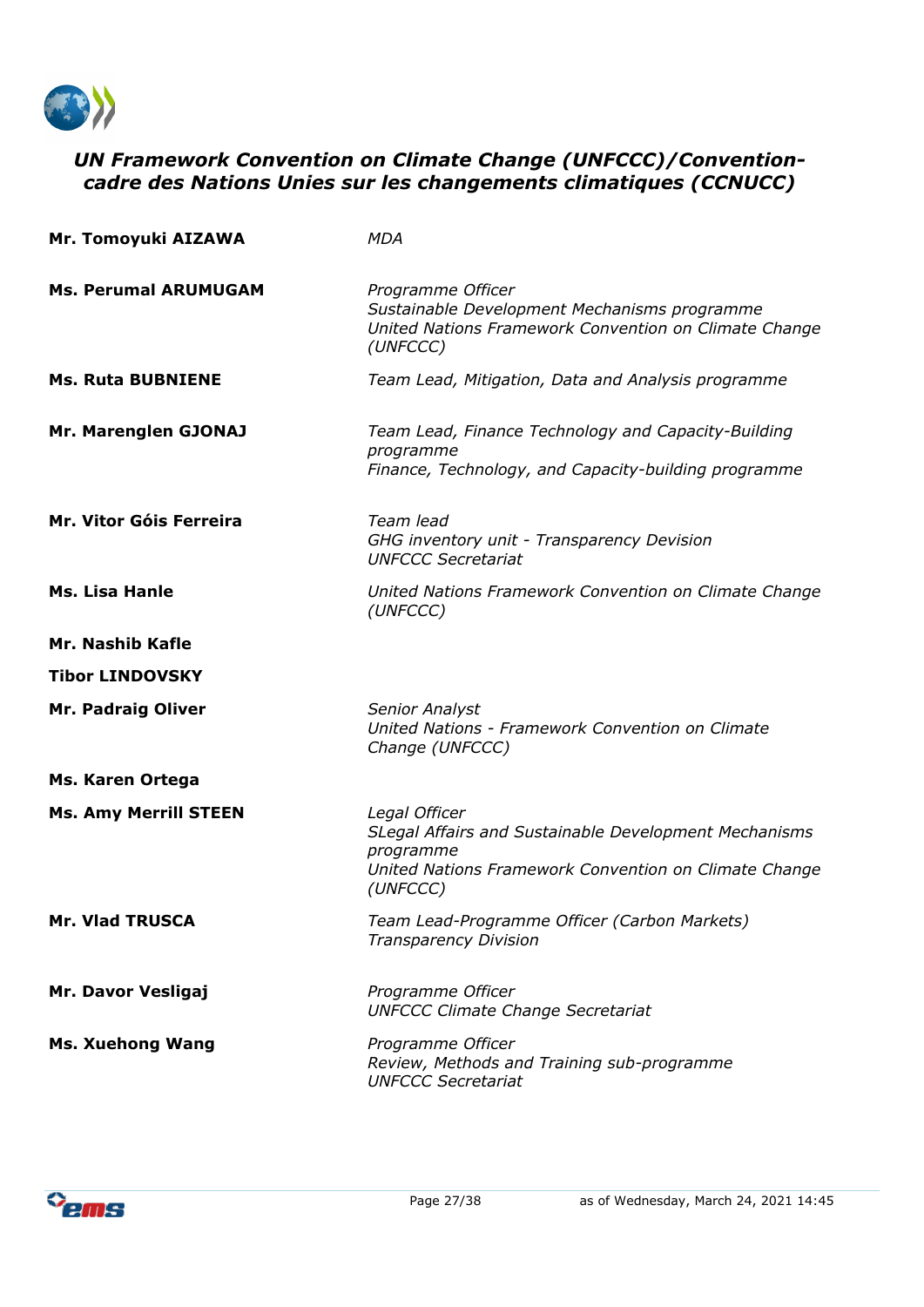## *UN Framework Convention on Climate Change (UNFCCC)/Convention-cadre des Nations Unies sur les changements climatiques (CCNUCC)*

| | |
|---|---|
| **Mr. Tomoyuki AIZAWA** | *MDA* |
| **Ms. Perumal ARUMUGAM** | *Programme Officer*<br>*Sustainable Development Mechanisms programme*<br>*United Nations Framework Convention on Climate Change (UNFCCC)* |
| **Ms. Ruta BUBNIENE** | *Team Lead, Mitigation, Data and Analysis programme* |
| **Mr. Marenglen GJONAJ** | *Team Lead, Finance Technology and Capacity-Building programme*<br>*Finance, Technology, and Capacity-building programme* |
| **Mr. Vitor Góis Ferreira** | *Team lead*<br>*GHG inventory unit - Transparency Devision*<br>*UNFCCC Secretariat* |
| **Ms. Lisa Hanle** | *United Nations Framework Convention on Climate Change (UNFCCC)* |
| **Mr. Nashib Kafle** | |
| **Tibor LINDOVSKY** | |
| **Mr. Padraig Oliver** | *Senior Analyst*<br>*United Nations - Framework Convention on Climate Change (UNFCCC)* |
| **Ms. Karen Ortega** | |
| **Ms. Amy Merrill STEEN** | *Legal Officer*<br>*SLegal Affairs and Sustainable Development Mechanisms programme*<br>*United Nations Framework Convention on Climate Change (UNFCCC)* |
| **Mr. Vlad TRUSCA** | *Team Lead-Programme Officer (Carbon Markets)*<br>*Transparency Division* |
| **Mr. Davor Vesligaj** | *Programme Officer*<br>*UNFCCC Climate Change Secretariat* |
| **Ms. Xuehong Wang** | *Programme Officer*<br>*Review, Methods and Training sub-programme*<br>*UNFCCC Secretariat* |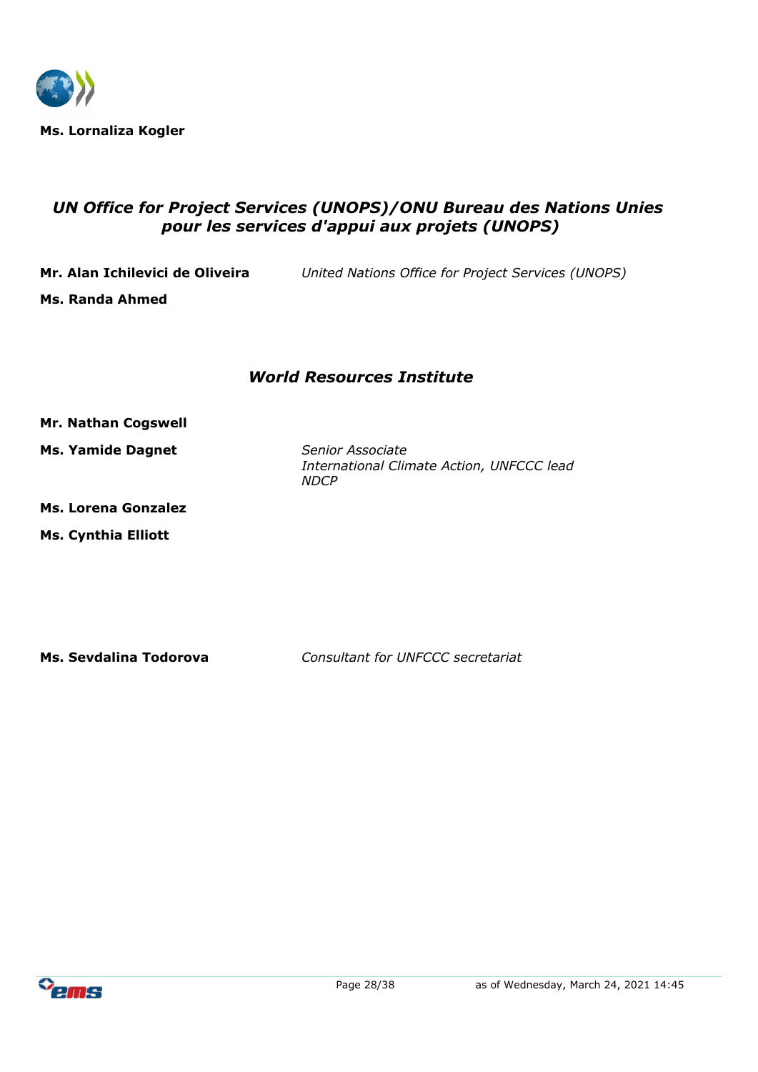**Ms. Lornaliza Kogler**

## *UN Office for Project Services (UNOPS)/ONU Bureau des Nations Unies pour les services d'appui aux projets (UNOPS)*

**Mr. Alan Ichilevici de Oliveira** — *United Nations Office for Project Services (UNOPS)*

**Ms. Randa Ahmed**

## *World Resources Institute*

**Mr. Nathan Cogswell**

**Ms. Yamide Dagnet** — *Senior Associate*
*International Climate Action, UNFCCC lead*
*NDCP*

**Ms. Lorena Gonzalez**

**Ms. Cynthia Elliott**

**Ms. Sevdalina Todorova** — *Consultant for UNFCCC secretariat*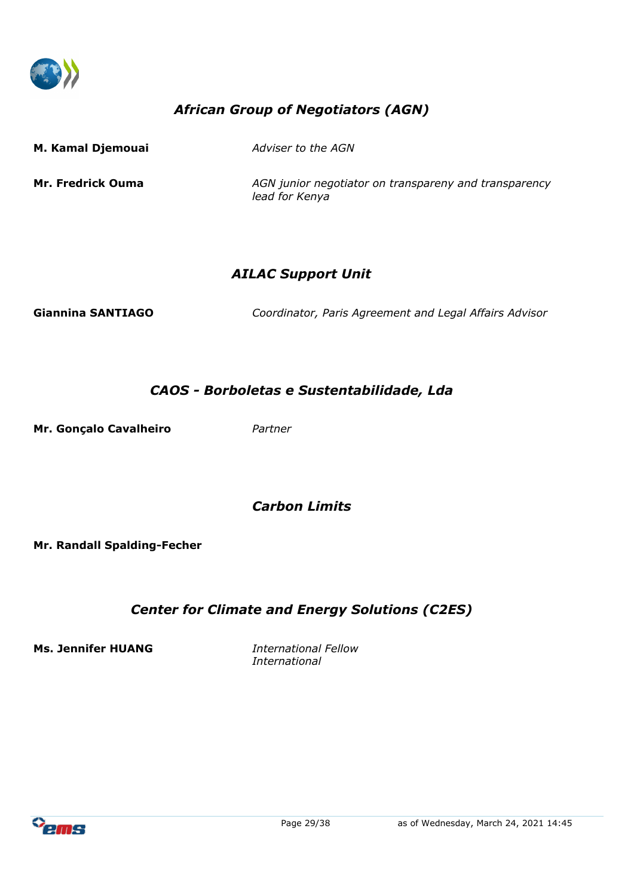## *African Group of Negotiators (AGN)*

| | |
|---|---|
| **M. Kamal Djemouai** | *Adviser to the AGN* |
| **Mr. Fredrick Ouma** | *AGN junior negotiator on transpareny and transparency lead for Kenya* |

## *AILAC Support Unit*

| | |
|---|---|
| **Giannina SANTIAGO** | *Coordinator, Paris Agreement and Legal Affairs Advisor* |

## *CAOS - Borboletas e Sustentabilidade, Lda*

| | |
|---|---|
| **Mr. Gonçalo Cavalheiro** | *Partner* |

## *Carbon Limits*

**Mr. Randall Spalding-Fecher**

## *Center for Climate and Energy Solutions (C2ES)*

| | |
|---|---|
| **Ms. Jennifer HUANG** | *International Fellow*<br>*International* |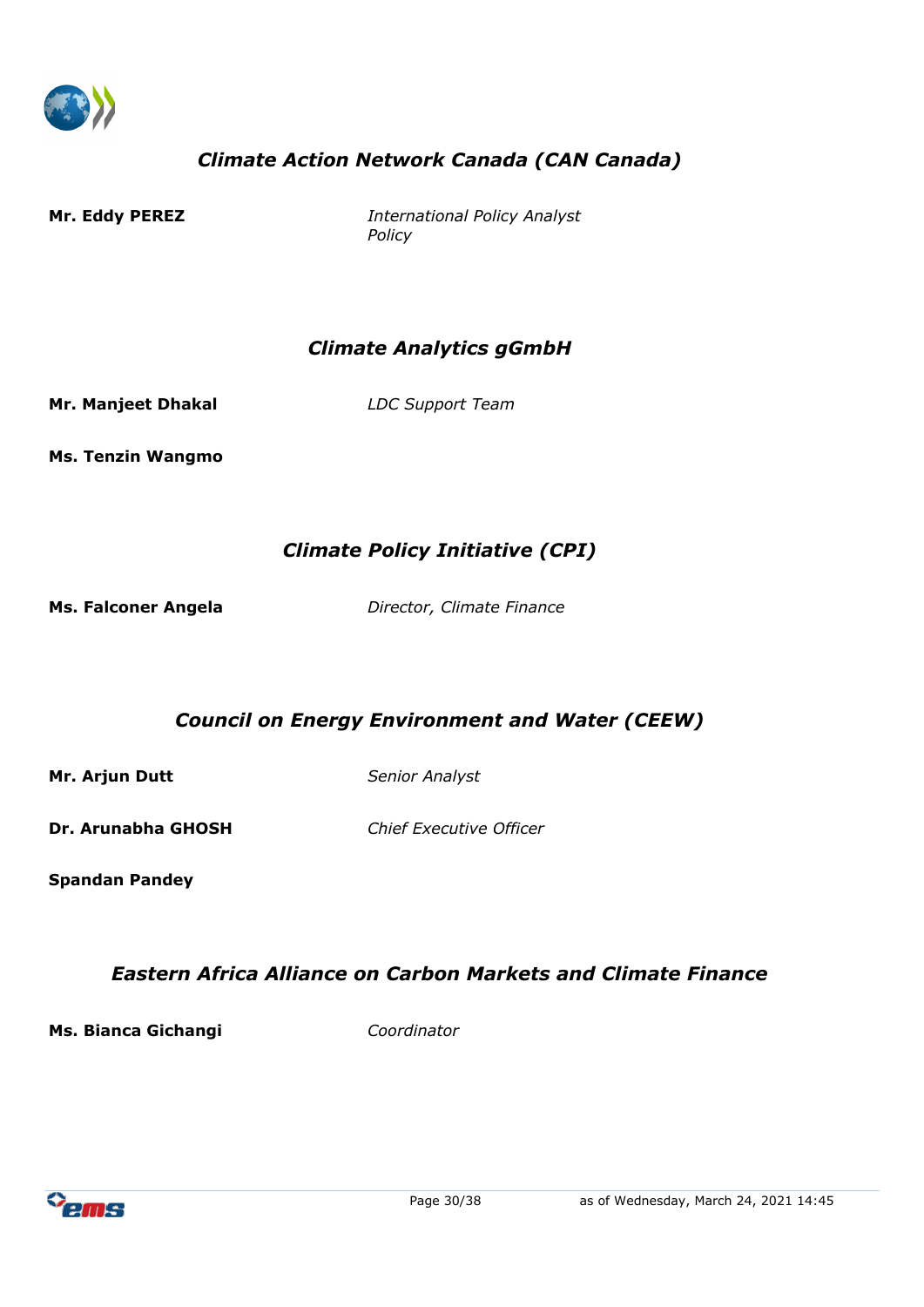### *Climate Action Network Canada (CAN Canada)*

**Mr. Eddy PEREZ** — *International Policy Analyst*
*Policy*

### *Climate Analytics gGmbH*

**Mr. Manjeet Dhakal** — *LDC Support Team*

**Ms. Tenzin Wangmo**

### *Climate Policy Initiative (CPI)*

**Ms. Falconer Angela** — *Director, Climate Finance*

### *Council on Energy Environment and Water (CEEW)*

**Mr. Arjun Dutt** — *Senior Analyst*

**Dr. Arunabha GHOSH** — *Chief Executive Officer*

**Spandan Pandey**

### *Eastern Africa Alliance on Carbon Markets and Climate Finance*

**Ms. Bianca Gichangi** — *Coordinator*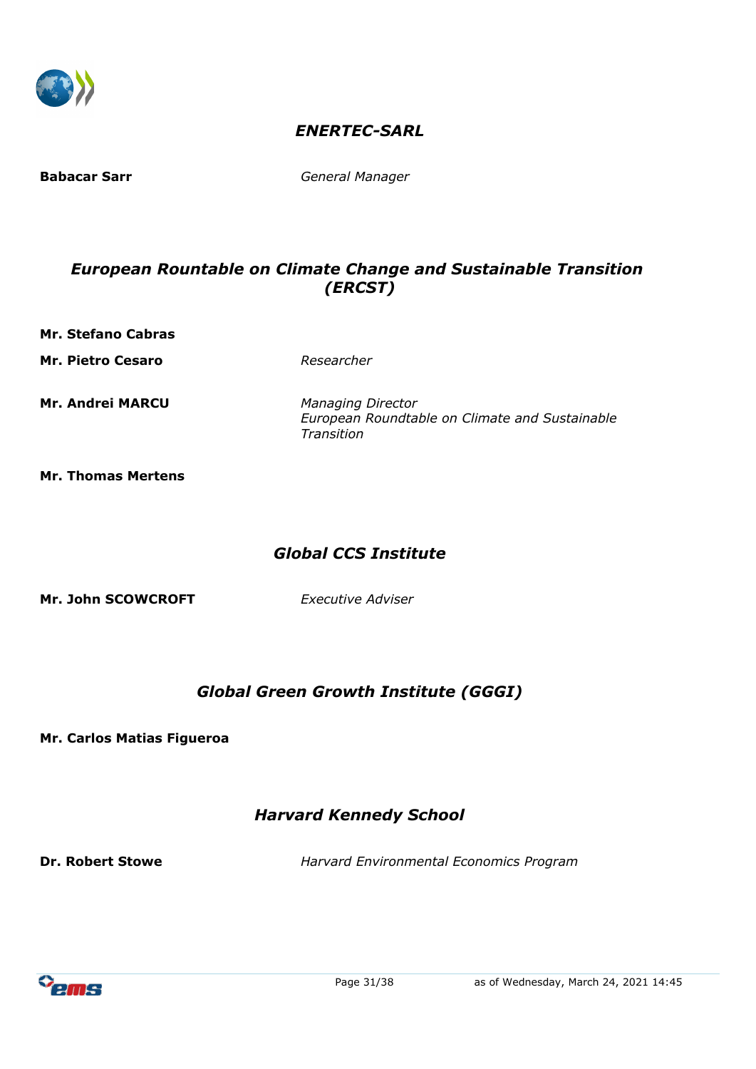## *ENERTEC-SARL*

**Babacar Sarr** *General Manager*

## *European Rountable on Climate Change and Sustainable Transition (ERCST)*

**Mr. Stefano Cabras**

**Mr. Pietro Cesaro** *Researcher*

**Mr. Andrei MARCU** *Managing Director*
*European Roundtable on Climate and Sustainable Transition*

**Mr. Thomas Mertens**

## *Global CCS Institute*

**Mr. John SCOWCROFT** *Executive Adviser*

## *Global Green Growth Institute (GGGI)*

**Mr. Carlos Matias Figueroa**

## *Harvard Kennedy School*

**Dr. Robert Stowe** *Harvard Environmental Economics Program*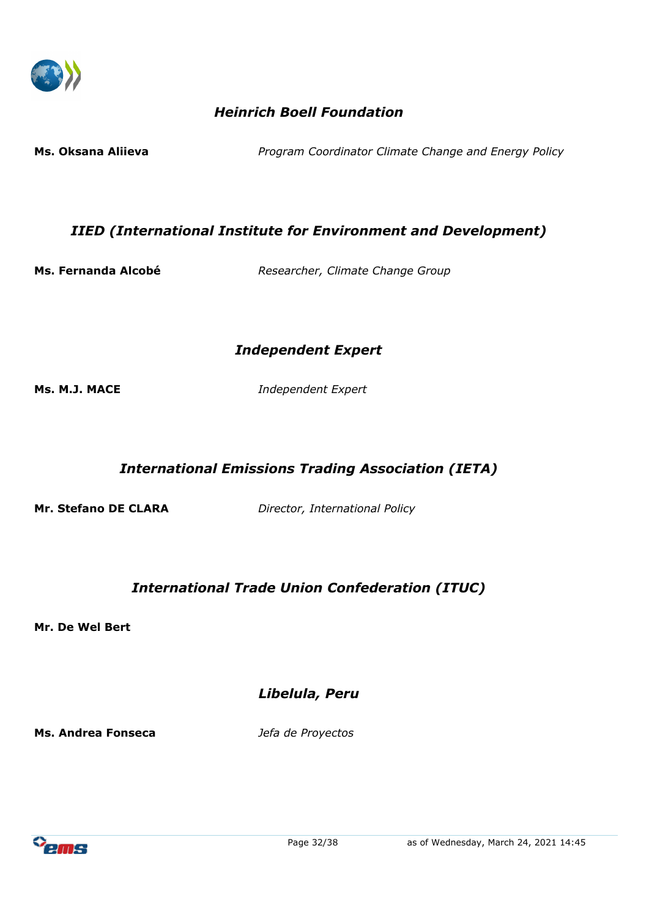### *Heinrich Boell Foundation*

**Ms. Oksana Aliieva** *Program Coordinator Climate Change and Energy Policy*

### *IIED (International Institute for Environment and Development)*

**Ms. Fernanda Alcobé** *Researcher, Climate Change Group*

### *Independent Expert*

**Ms. M.J. MACE** *Independent Expert*

### *International Emissions Trading Association (IETA)*

**Mr. Stefano DE CLARA** *Director, International Policy*

### *International Trade Union Confederation (ITUC)*

**Mr. De Wel Bert**

### *Libelula, Peru*

**Ms. Andrea Fonseca** *Jefa de Proyectos*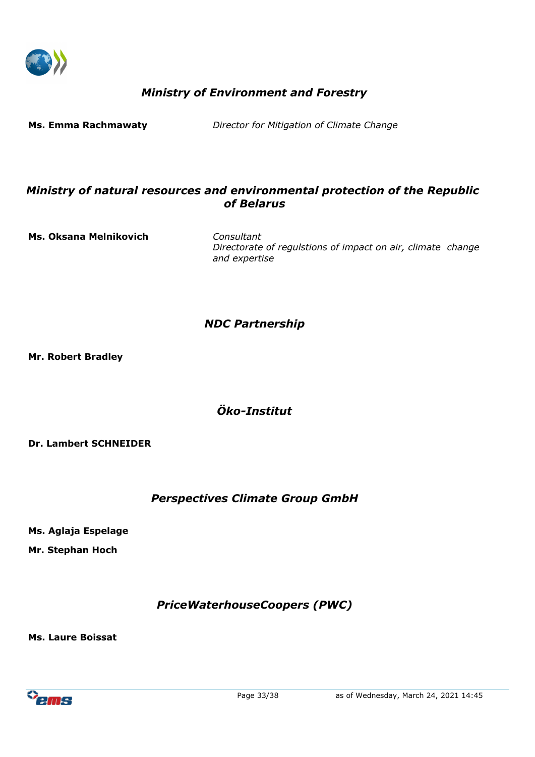## *Ministry of Environment and Forestry*

**Ms. Emma Rachmawaty** — *Director for Mitigation of Climate Change*

## *Ministry of natural resources and environmental protection of the Republic of Belarus*

**Ms. Oksana Melnikovich** — *Consultant*
*Directorate of regulstions of impact on air, climate change and expertise*

## *NDC Partnership*

**Mr. Robert Bradley**

## *Öko-Institut*

**Dr. Lambert SCHNEIDER**

## *Perspectives Climate Group GmbH*

**Ms. Aglaja Espelage**

**Mr. Stephan Hoch**

## *PriceWaterhouseCoopers (PWC)*

**Ms. Laure Boissat**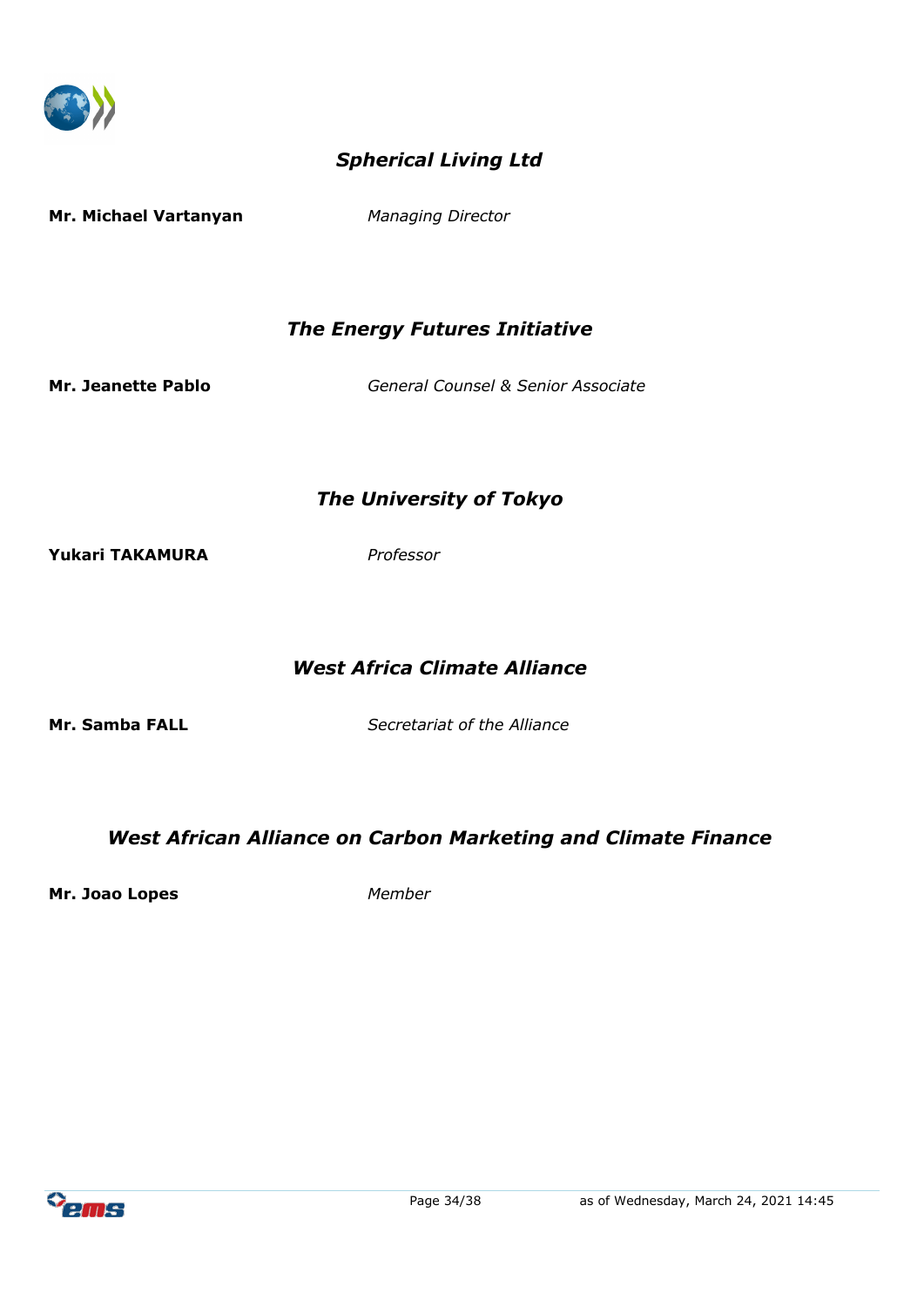### *Spherical Living Ltd*

**Mr. Michael Vartanyan** *Managing Director*

### *The Energy Futures Initiative*

**Mr. Jeanette Pablo** *General Counsel & Senior Associate*

### *The University of Tokyo*

**Yukari TAKAMURA** *Professor*

### *West Africa Climate Alliance*

**Mr. Samba FALL** *Secretariat of the Alliance*

### *West African Alliance on Carbon Marketing and Climate Finance*

**Mr. Joao Lopes** *Member*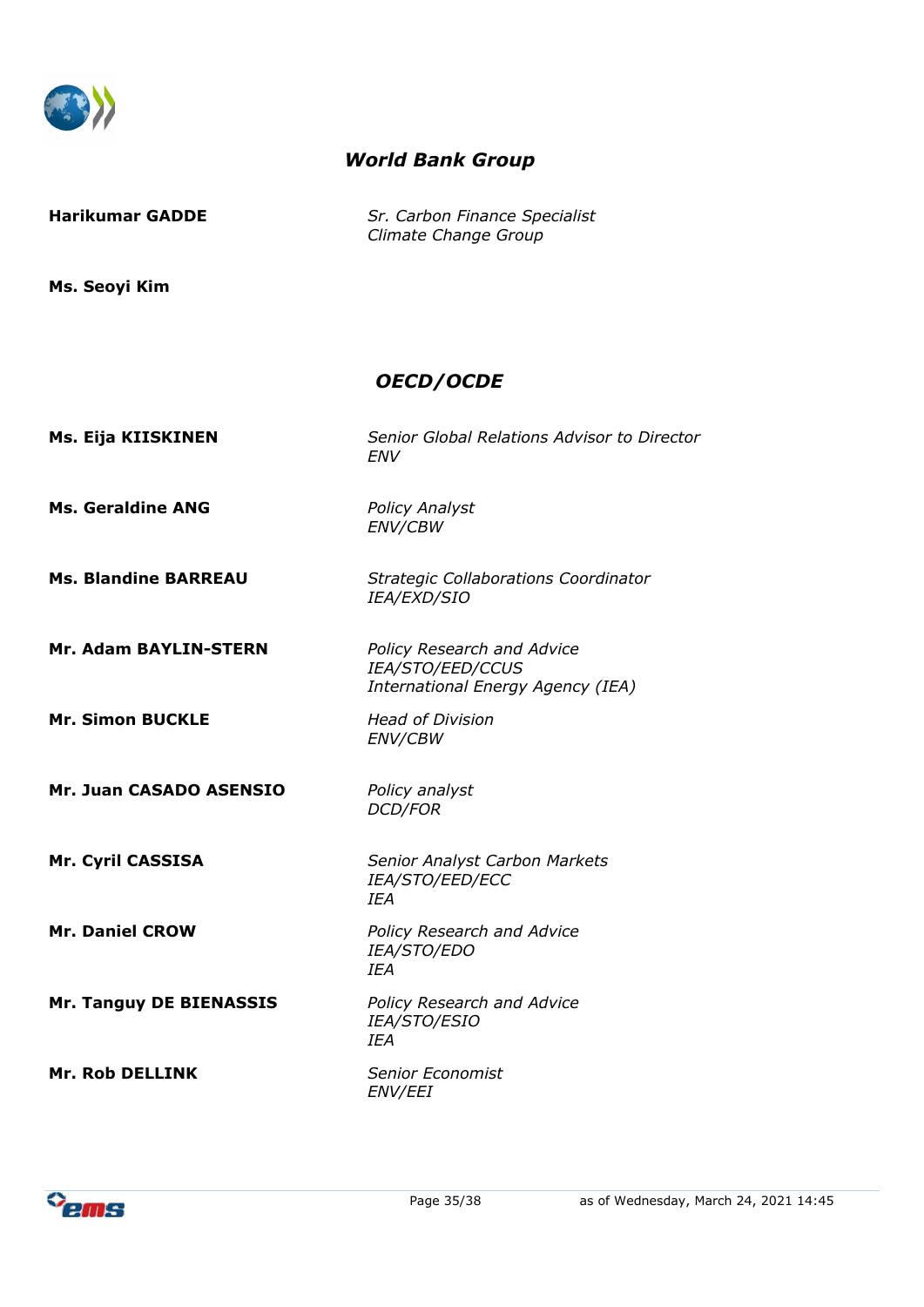## *World Bank Group*

**Harikumar GADDE** — *Sr. Carbon Finance Specialist*
*Climate Change Group*

**Ms. Seoyi Kim**

## *OECD/OCDE*

**Ms. Eija KIISKINEN** — *Senior Global Relations Advisor to Director*
*ENV*

**Ms. Geraldine ANG** — *Policy Analyst*
*ENV/CBW*

**Ms. Blandine BARREAU** — *Strategic Collaborations Coordinator*
*IEA/EXD/SIO*

**Mr. Adam BAYLIN-STERN** — *Policy Research and Advice*
*IEA/STO/EED/CCUS*
*International Energy Agency (IEA)*

**Mr. Simon BUCKLE** — *Head of Division*
*ENV/CBW*

**Mr. Juan CASADO ASENSIO** — *Policy analyst*
*DCD/FOR*

**Mr. Cyril CASSISA** — *Senior Analyst Carbon Markets*
*IEA/STO/EED/ECC*
*IEA*

**Mr. Daniel CROW** — *Policy Research and Advice*
*IEA/STO/EDO*
*IEA*

**Mr. Tanguy DE BIENASSIS** — *Policy Research and Advice*
*IEA/STO/ESIO*
*IEA*

**Mr. Rob DELLINK** — *Senior Economist*
*ENV/EEI*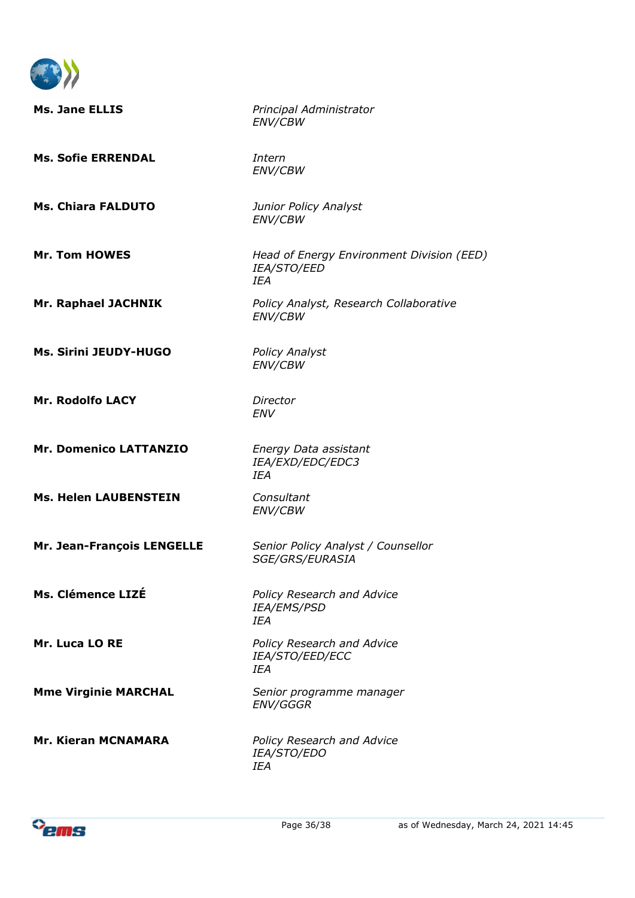| | |
|---|---|
| **Ms. Jane ELLIS** | *Principal Administrator*<br>*ENV/CBW* |
| **Ms. Sofie ERRENDAL** | *Intern*<br>*ENV/CBW* |
| **Ms. Chiara FALDUTO** | *Junior Policy Analyst*<br>*ENV/CBW* |
| **Mr. Tom HOWES** | *Head of Energy Environment Division (EED)*<br>*IEA/STO/EED*<br>*IEA* |
| **Mr. Raphael JACHNIK** | *Policy Analyst, Research Collaborative*<br>*ENV/CBW* |
| **Ms. Sirini JEUDY-HUGO** | *Policy Analyst*<br>*ENV/CBW* |
| **Mr. Rodolfo LACY** | *Director*<br>*ENV* |
| **Mr. Domenico LATTANZIO** | *Energy Data assistant*<br>*IEA/EXD/EDC/EDC3*<br>*IEA* |
| **Ms. Helen LAUBENSTEIN** | *Consultant*<br>*ENV/CBW* |
| **Mr. Jean-François LENGELLE** | *Senior Policy Analyst / Counsellor*<br>*SGE/GRS/EURASIA* |
| **Ms. Clémence LIZÉ** | *Policy Research and Advice*<br>*IEA/EMS/PSD*<br>*IEA* |
| **Mr. Luca LO RE** | *Policy Research and Advice*<br>*IEA/STO/EED/ECC*<br>*IEA* |
| **Mme Virginie MARCHAL** | *Senior programme manager*<br>*ENV/GGGR* |
| **Mr. Kieran MCNAMARA** | *Policy Research and Advice*<br>*IEA/STO/EDO*<br>*IEA* |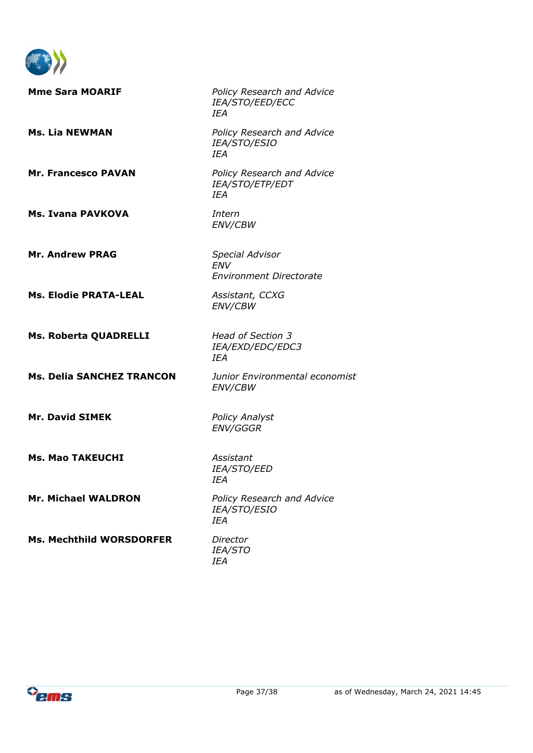| | |
|---|---|
| **Mme Sara MOARIF** | *Policy Research and Advice*<br>*IEA/STO/EED/ECC*<br>*IEA* |
| **Ms. Lia NEWMAN** | *Policy Research and Advice*<br>*IEA/STO/ESIO*<br>*IEA* |
| **Mr. Francesco PAVAN** | *Policy Research and Advice*<br>*IEA/STO/ETP/EDT*<br>*IEA* |
| **Ms. Ivana PAVKOVA** | *Intern*<br>*ENV/CBW* |
| **Mr. Andrew PRAG** | *Special Advisor*<br>*ENV*<br>*Environment Directorate* |
| **Ms. Elodie PRATA-LEAL** | *Assistant, CCXG*<br>*ENV/CBW* |
| **Ms. Roberta QUADRELLI** | *Head of Section 3*<br>*IEA/EXD/EDC/EDC3*<br>*IEA* |
| **Ms. Delia SANCHEZ TRANCON** | *Junior Environmental economist*<br>*ENV/CBW* |
| **Mr. David SIMEK** | *Policy Analyst*<br>*ENV/GGGR* |
| **Ms. Mao TAKEUCHI** | *Assistant*<br>*IEA/STO/EED*<br>*IEA* |
| **Mr. Michael WALDRON** | *Policy Research and Advice*<br>*IEA/STO/ESIO*<br>*IEA* |
| **Ms. Mechthild WORSDORFER** | *Director*<br>*IEA/STO*<br>*IEA* |

as of Wednesday, March 24, 2021 14:45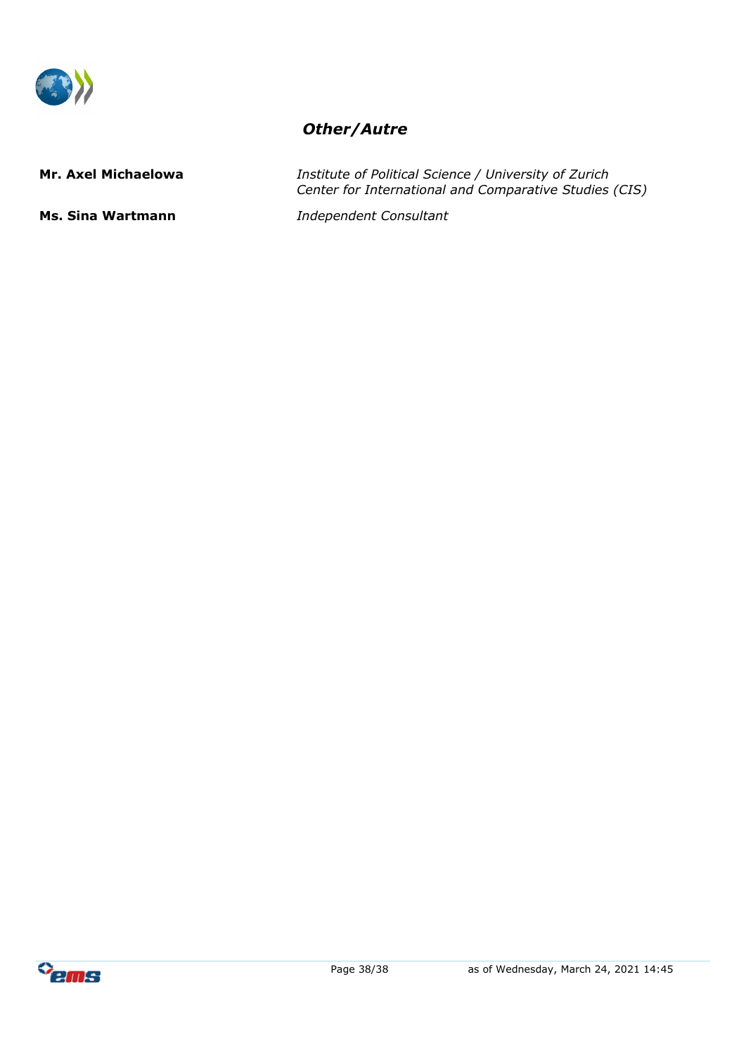## *Other/Autre*

| | |
|---|---|
| **Mr. Axel Michaelowa** | *Institute of Political Science / University of Zurich Center for International and Comparative Studies (CIS)* |
| **Ms. Sina Wartmann** | *Independent Consultant* |